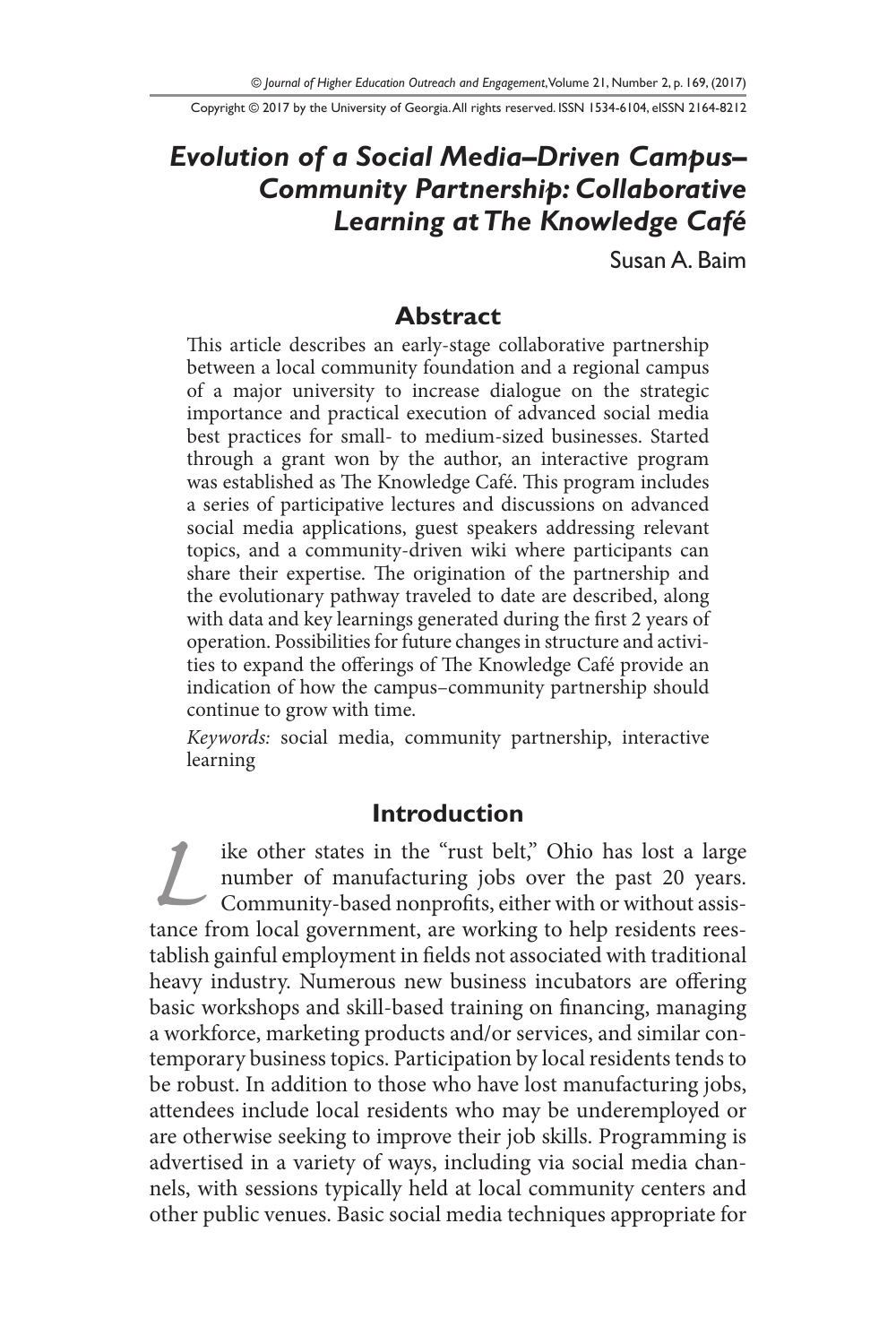# Evolution of a Social Media–Driven Campus–Community Partnership: Collaborative Learning at The Knowledge Café

Susan A. Baim

## Abstract

This article describes an early-stage collaborative partnership between a local community foundation and a regional campus of a major university to increase dialogue on the strategic importance and practical execution of advanced social media best practices for small- to medium-sized businesses. Started through a grant won by the author, an interactive program was established as The Knowledge Café. This program includes a series of participative lectures and discussions on advanced social media applications, guest speakers addressing relevant topics, and a community-driven wiki where participants can share their expertise. The origination of the partnership and the evolutionary pathway traveled to date are described, along with data and key learnings generated during the first 2 years of operation. Possibilities for future changes in structure and activities to expand the offerings of The Knowledge Café provide an indication of how the campus–community partnership should continue to grow with time.

*Keywords:* social media, community partnership, interactive learning

## Introduction

Like other states in the "rust belt," Ohio has lost a large number of manufacturing jobs over the past 20 years. Community-based nonprofits, either with or without assistance from local government, are working to help residents reestablish gainful employment in fields not associated with traditional heavy industry. Numerous new business incubators are offering basic workshops and skill-based training on financing, managing a workforce, marketing products and/or services, and similar contemporary business topics. Participation by local residents tends to be robust. In addition to those who have lost manufacturing jobs, attendees include local residents who may be underemployed or are otherwise seeking to improve their job skills. Programming is advertised in a variety of ways, including via social media channels, with sessions typically held at local community centers and other public venues. Basic social media techniques appropriate for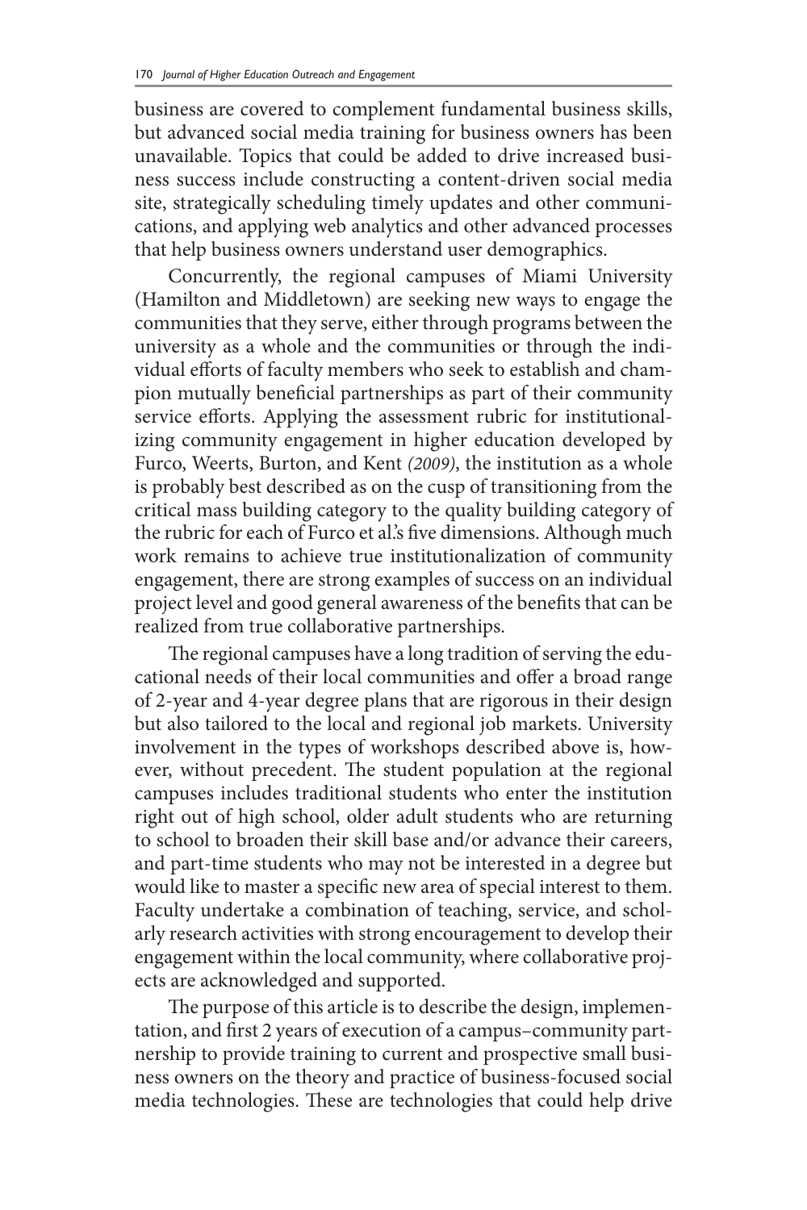business are covered to complement fundamental business skills, but advanced social media training for business owners has been unavailable. Topics that could be added to drive increased business success include constructing a content-driven social media site, strategically scheduling timely updates and other communications, and applying web analytics and other advanced processes that help business owners understand user demographics.

Concurrently, the regional campuses of Miami University (Hamilton and Middletown) are seeking new ways to engage the communities that they serve, either through programs between the university as a whole and the communities or through the individual efforts of faculty members who seek to establish and champion mutually beneficial partnerships as part of their community service efforts. Applying the assessment rubric for institutionalizing community engagement in higher education developed by Furco, Weerts, Burton, and Kent *(2009)*, the institution as a whole is probably best described as on the cusp of transitioning from the critical mass building category to the quality building category of the rubric for each of Furco et al.'s five dimensions. Although much work remains to achieve true institutionalization of community engagement, there are strong examples of success on an individual project level and good general awareness of the benefits that can be realized from true collaborative partnerships.

The regional campuses have a long tradition of serving the educational needs of their local communities and offer a broad range of 2-year and 4-year degree plans that are rigorous in their design but also tailored to the local and regional job markets. University involvement in the types of workshops described above is, however, without precedent. The student population at the regional campuses includes traditional students who enter the institution right out of high school, older adult students who are returning to school to broaden their skill base and/or advance their careers, and part-time students who may not be interested in a degree but would like to master a specific new area of special interest to them. Faculty undertake a combination of teaching, service, and scholarly research activities with strong encouragement to develop their engagement within the local community, where collaborative projects are acknowledged and supported.

The purpose of this article is to describe the design, implementation, and first 2 years of execution of a campus–community partnership to provide training to current and prospective small business owners on the theory and practice of business-focused social media technologies. These are technologies that could help drive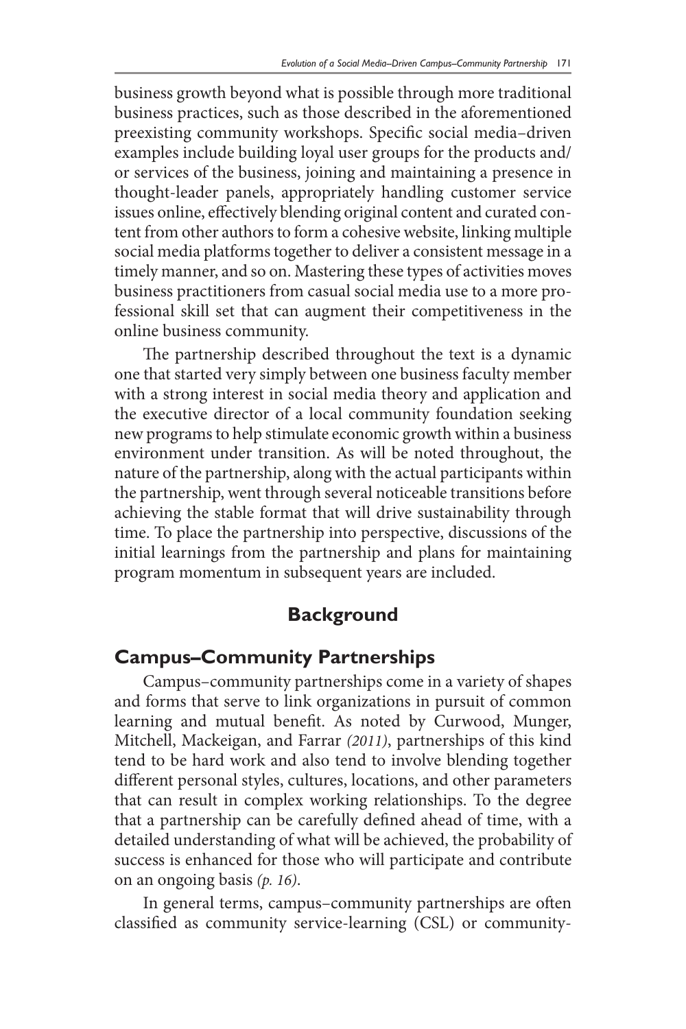business growth beyond what is possible through more traditional business practices, such as those described in the aforementioned preexisting community workshops. Specific social media–driven examples include building loyal user groups for the products and/or services of the business, joining and maintaining a presence in thought-leader panels, appropriately handling customer service issues online, effectively blending original content and curated content from other authors to form a cohesive website, linking multiple social media platforms together to deliver a consistent message in a timely manner, and so on. Mastering these types of activities moves business practitioners from casual social media use to a more professional skill set that can augment their competitiveness in the online business community.

The partnership described throughout the text is a dynamic one that started very simply between one business faculty member with a strong interest in social media theory and application and the executive director of a local community foundation seeking new programs to help stimulate economic growth within a business environment under transition. As will be noted throughout, the nature of the partnership, along with the actual participants within the partnership, went through several noticeable transitions before achieving the stable format that will drive sustainability through time. To place the partnership into perspective, discussions of the initial learnings from the partnership and plans for maintaining program momentum in subsequent years are included.

## Background

### Campus–Community Partnerships

Campus–community partnerships come in a variety of shapes and forms that serve to link organizations in pursuit of common learning and mutual benefit. As noted by Curwood, Munger, Mitchell, Mackeigan, and Farrar *(2011)*, partnerships of this kind tend to be hard work and also tend to involve blending together different personal styles, cultures, locations, and other parameters that can result in complex working relationships. To the degree that a partnership can be carefully defined ahead of time, with a detailed understanding of what will be achieved, the probability of success is enhanced for those who will participate and contribute on an ongoing basis *(p. 16)*.

In general terms, campus–community partnerships are often classified as community service-learning (CSL) or community-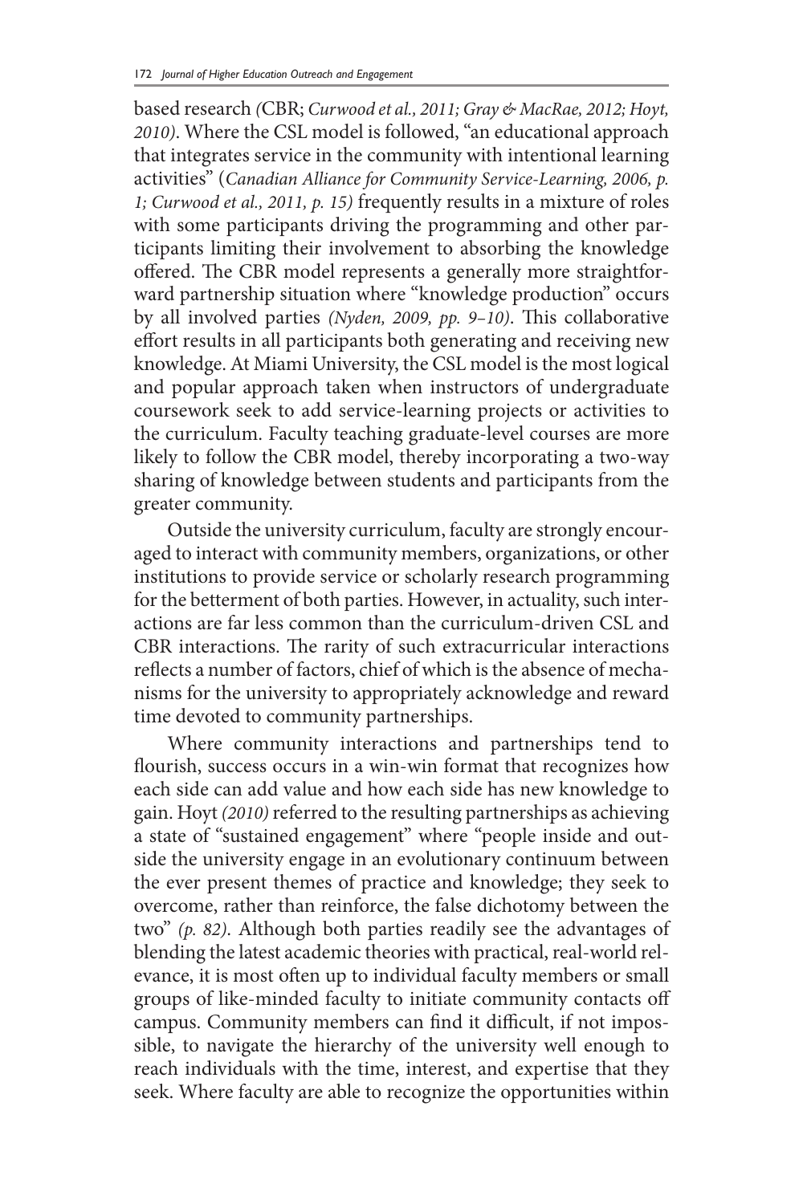based research (CBR; *Curwood et al., 2011; Gray & MacRae, 2012; Hoyt, 2010*). Where the CSL model is followed, "an educational approach that integrates service in the community with intentional learning activities" (*Canadian Alliance for Community Service-Learning, 2006, p. 1; Curwood et al., 2011, p. 15)* frequently results in a mixture of roles with some participants driving the programming and other participants limiting their involvement to absorbing the knowledge offered. The CBR model represents a generally more straightforward partnership situation where "knowledge production" occurs by all involved parties *(Nyden, 2009, pp. 9–10)*. This collaborative effort results in all participants both generating and receiving new knowledge. At Miami University, the CSL model is the most logical and popular approach taken when instructors of undergraduate coursework seek to add service-learning projects or activities to the curriculum. Faculty teaching graduate-level courses are more likely to follow the CBR model, thereby incorporating a two-way sharing of knowledge between students and participants from the greater community.

Outside the university curriculum, faculty are strongly encouraged to interact with community members, organizations, or other institutions to provide service or scholarly research programming for the betterment of both parties. However, in actuality, such interactions are far less common than the curriculum-driven CSL and CBR interactions. The rarity of such extracurricular interactions reflects a number of factors, chief of which is the absence of mechanisms for the university to appropriately acknowledge and reward time devoted to community partnerships.

Where community interactions and partnerships tend to flourish, success occurs in a win-win format that recognizes how each side can add value and how each side has new knowledge to gain. Hoyt *(2010)* referred to the resulting partnerships as achieving a state of "sustained engagement" where "people inside and outside the university engage in an evolutionary continuum between the ever present themes of practice and knowledge; they seek to overcome, rather than reinforce, the false dichotomy between the two" *(p. 82)*. Although both parties readily see the advantages of blending the latest academic theories with practical, real-world relevance, it is most often up to individual faculty members or small groups of like-minded faculty to initiate community contacts off campus. Community members can find it difficult, if not impossible, to navigate the hierarchy of the university well enough to reach individuals with the time, interest, and expertise that they seek. Where faculty are able to recognize the opportunities within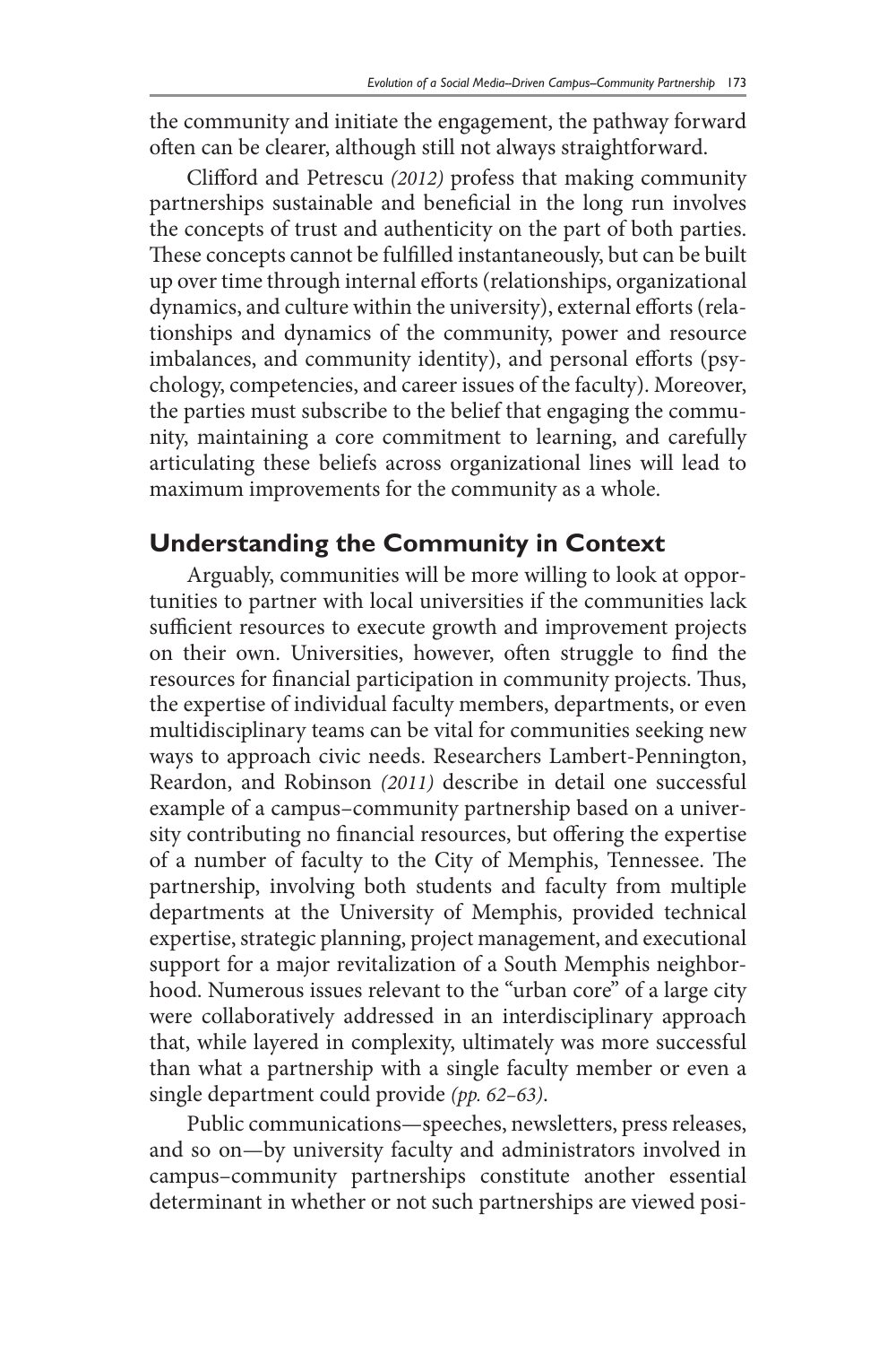the community and initiate the engagement, the pathway forward often can be clearer, although still not always straightforward.

Clifford and Petrescu *(2012)* profess that making community partnerships sustainable and beneficial in the long run involves the concepts of trust and authenticity on the part of both parties. These concepts cannot be fulfilled instantaneously, but can be built up over time through internal efforts (relationships, organizational dynamics, and culture within the university), external efforts (relationships and dynamics of the community, power and resource imbalances, and community identity), and personal efforts (psychology, competencies, and career issues of the faculty). Moreover, the parties must subscribe to the belief that engaging the community, maintaining a core commitment to learning, and carefully articulating these beliefs across organizational lines will lead to maximum improvements for the community as a whole.

## Understanding the Community in Context

Arguably, communities will be more willing to look at opportunities to partner with local universities if the communities lack sufficient resources to execute growth and improvement projects on their own. Universities, however, often struggle to find the resources for financial participation in community projects. Thus, the expertise of individual faculty members, departments, or even multidisciplinary teams can be vital for communities seeking new ways to approach civic needs. Researchers Lambert-Pennington, Reardon, and Robinson *(2011)* describe in detail one successful example of a campus–community partnership based on a university contributing no financial resources, but offering the expertise of a number of faculty to the City of Memphis, Tennessee. The partnership, involving both students and faculty from multiple departments at the University of Memphis, provided technical expertise, strategic planning, project management, and executional support for a major revitalization of a South Memphis neighborhood. Numerous issues relevant to the "urban core" of a large city were collaboratively addressed in an interdisciplinary approach that, while layered in complexity, ultimately was more successful than what a partnership with a single faculty member or even a single department could provide *(pp. 62–63)*.

Public communications—speeches, newsletters, press releases, and so on—by university faculty and administrators involved in campus–community partnerships constitute another essential determinant in whether or not such partnerships are viewed posi-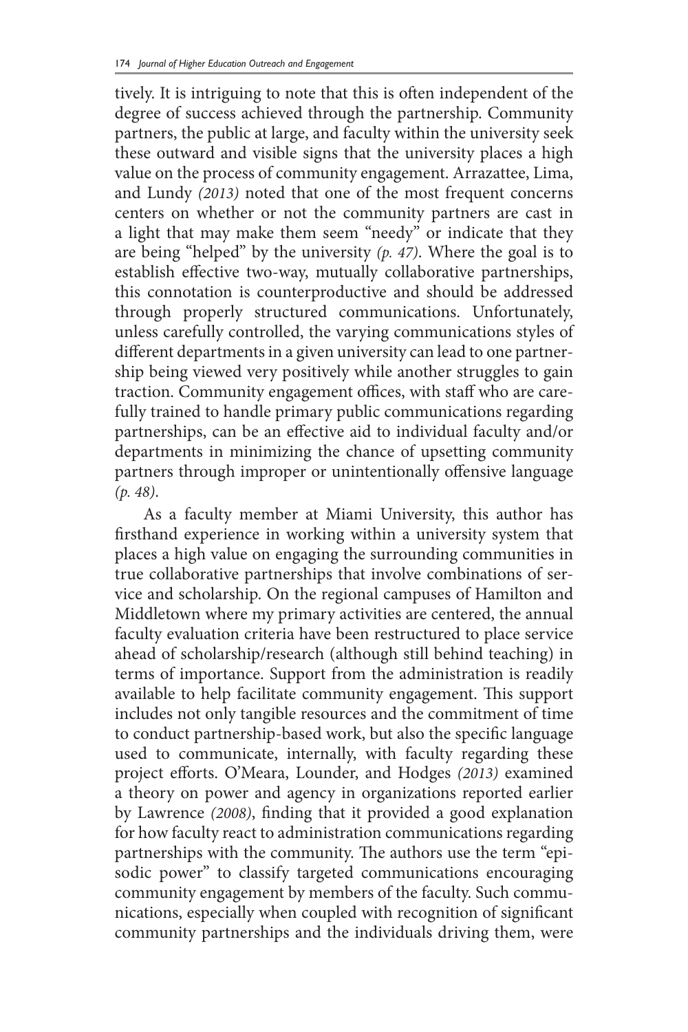tively. It is intriguing to note that this is often independent of the degree of success achieved through the partnership. Community partners, the public at large, and faculty within the university seek these outward and visible signs that the university places a high value on the process of community engagement. Arrazattee, Lima, and Lundy *(2013)* noted that one of the most frequent concerns centers on whether or not the community partners are cast in a light that may make them seem "needy" or indicate that they are being "helped" by the university *(p. 47)*. Where the goal is to establish effective two-way, mutually collaborative partnerships, this connotation is counterproductive and should be addressed through properly structured communications. Unfortunately, unless carefully controlled, the varying communications styles of different departments in a given university can lead to one partnership being viewed very positively while another struggles to gain traction. Community engagement offices, with staff who are carefully trained to handle primary public communications regarding partnerships, can be an effective aid to individual faculty and/or departments in minimizing the chance of upsetting community partners through improper or unintentionally offensive language *(p. 48)*.

As a faculty member at Miami University, this author has firsthand experience in working within a university system that places a high value on engaging the surrounding communities in true collaborative partnerships that involve combinations of service and scholarship. On the regional campuses of Hamilton and Middletown where my primary activities are centered, the annual faculty evaluation criteria have been restructured to place service ahead of scholarship/research (although still behind teaching) in terms of importance. Support from the administration is readily available to help facilitate community engagement. This support includes not only tangible resources and the commitment of time to conduct partnership-based work, but also the specific language used to communicate, internally, with faculty regarding these project efforts. O'Meara, Lounder, and Hodges *(2013)* examined a theory on power and agency in organizations reported earlier by Lawrence *(2008)*, finding that it provided a good explanation for how faculty react to administration communications regarding partnerships with the community. The authors use the term "episodic power" to classify targeted communications encouraging community engagement by members of the faculty. Such communications, especially when coupled with recognition of significant community partnerships and the individuals driving them, were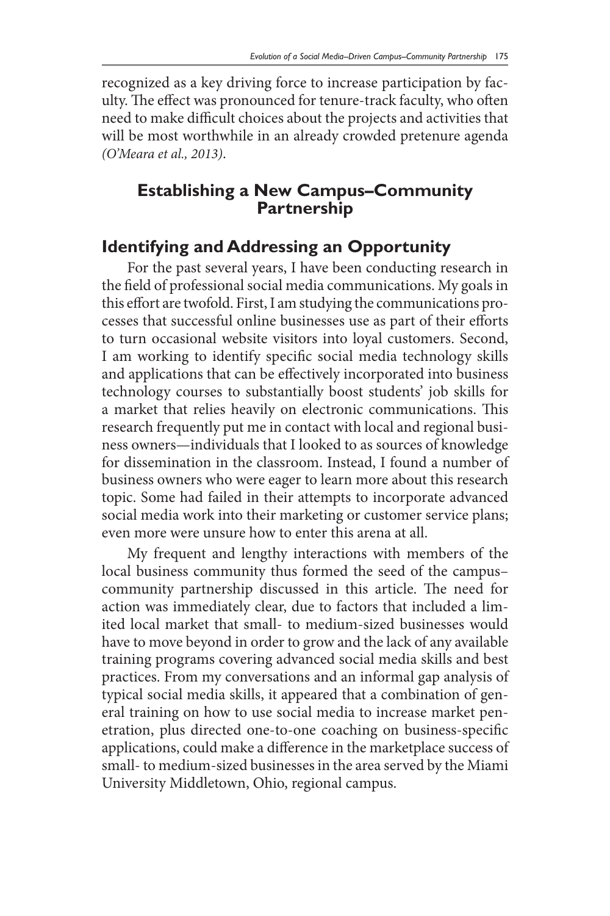recognized as a key driving force to increase participation by faculty. The effect was pronounced for tenure-track faculty, who often need to make difficult choices about the projects and activities that will be most worthwhile in an already crowded pretenure agenda *(O'Meara et al., 2013)*.

## Establishing a New Campus–Community Partnership

### Identifying and Addressing an Opportunity

For the past several years, I have been conducting research in the field of professional social media communications. My goals in this effort are twofold. First, I am studying the communications processes that successful online businesses use as part of their efforts to turn occasional website visitors into loyal customers. Second, I am working to identify specific social media technology skills and applications that can be effectively incorporated into business technology courses to substantially boost students' job skills for a market that relies heavily on electronic communications. This research frequently put me in contact with local and regional business owners—individuals that I looked to as sources of knowledge for dissemination in the classroom. Instead, I found a number of business owners who were eager to learn more about this research topic. Some had failed in their attempts to incorporate advanced social media work into their marketing or customer service plans; even more were unsure how to enter this arena at all.

My frequent and lengthy interactions with members of the local business community thus formed the seed of the campus–community partnership discussed in this article. The need for action was immediately clear, due to factors that included a limited local market that small- to medium-sized businesses would have to move beyond in order to grow and the lack of any available training programs covering advanced social media skills and best practices. From my conversations and an informal gap analysis of typical social media skills, it appeared that a combination of general training on how to use social media to increase market penetration, plus directed one-to-one coaching on business-specific applications, could make a difference in the marketplace success of small- to medium-sized businesses in the area served by the Miami University Middletown, Ohio, regional campus.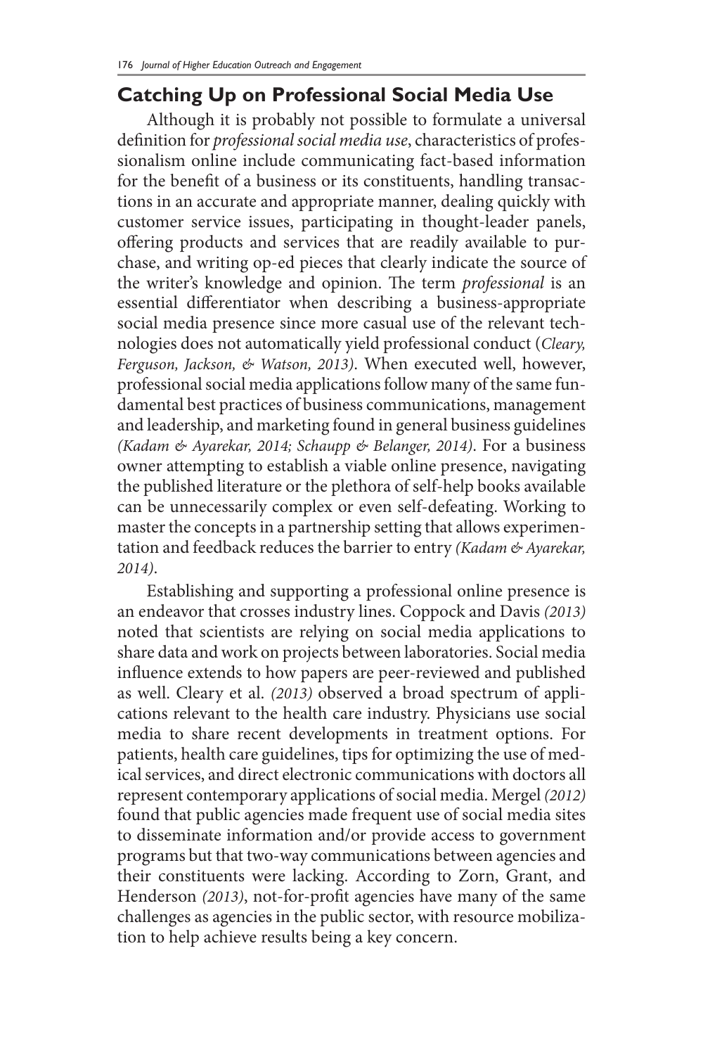## Catching Up on Professional Social Media Use

Although it is probably not possible to formulate a universal definition for *professional social media use*, characteristics of professionalism online include communicating fact-based information for the benefit of a business or its constituents, handling transactions in an accurate and appropriate manner, dealing quickly with customer service issues, participating in thought-leader panels, offering products and services that are readily available to purchase, and writing op-ed pieces that clearly indicate the source of the writer's knowledge and opinion. The term *professional* is an essential differentiator when describing a business-appropriate social media presence since more casual use of the relevant technologies does not automatically yield professional conduct (*Cleary, Ferguson, Jackson, & Watson, 2013)*. When executed well, however, professional social media applications follow many of the same fundamental best practices of business communications, management and leadership, and marketing found in general business guidelines *(Kadam & Ayarekar, 2014; Schaupp & Belanger, 2014)*. For a business owner attempting to establish a viable online presence, navigating the published literature or the plethora of self-help books available can be unnecessarily complex or even self-defeating. Working to master the concepts in a partnership setting that allows experimentation and feedback reduces the barrier to entry *(Kadam & Ayarekar, 2014)*.

Establishing and supporting a professional online presence is an endeavor that crosses industry lines. Coppock and Davis *(2013)* noted that scientists are relying on social media applications to share data and work on projects between laboratories. Social media influence extends to how papers are peer-reviewed and published as well. Cleary et al. *(2013)* observed a broad spectrum of applications relevant to the health care industry. Physicians use social media to share recent developments in treatment options. For patients, health care guidelines, tips for optimizing the use of medical services, and direct electronic communications with doctors all represent contemporary applications of social media. Mergel *(2012)* found that public agencies made frequent use of social media sites to disseminate information and/or provide access to government programs but that two-way communications between agencies and their constituents were lacking. According to Zorn, Grant, and Henderson *(2013)*, not-for-profit agencies have many of the same challenges as agencies in the public sector, with resource mobilization to help achieve results being a key concern.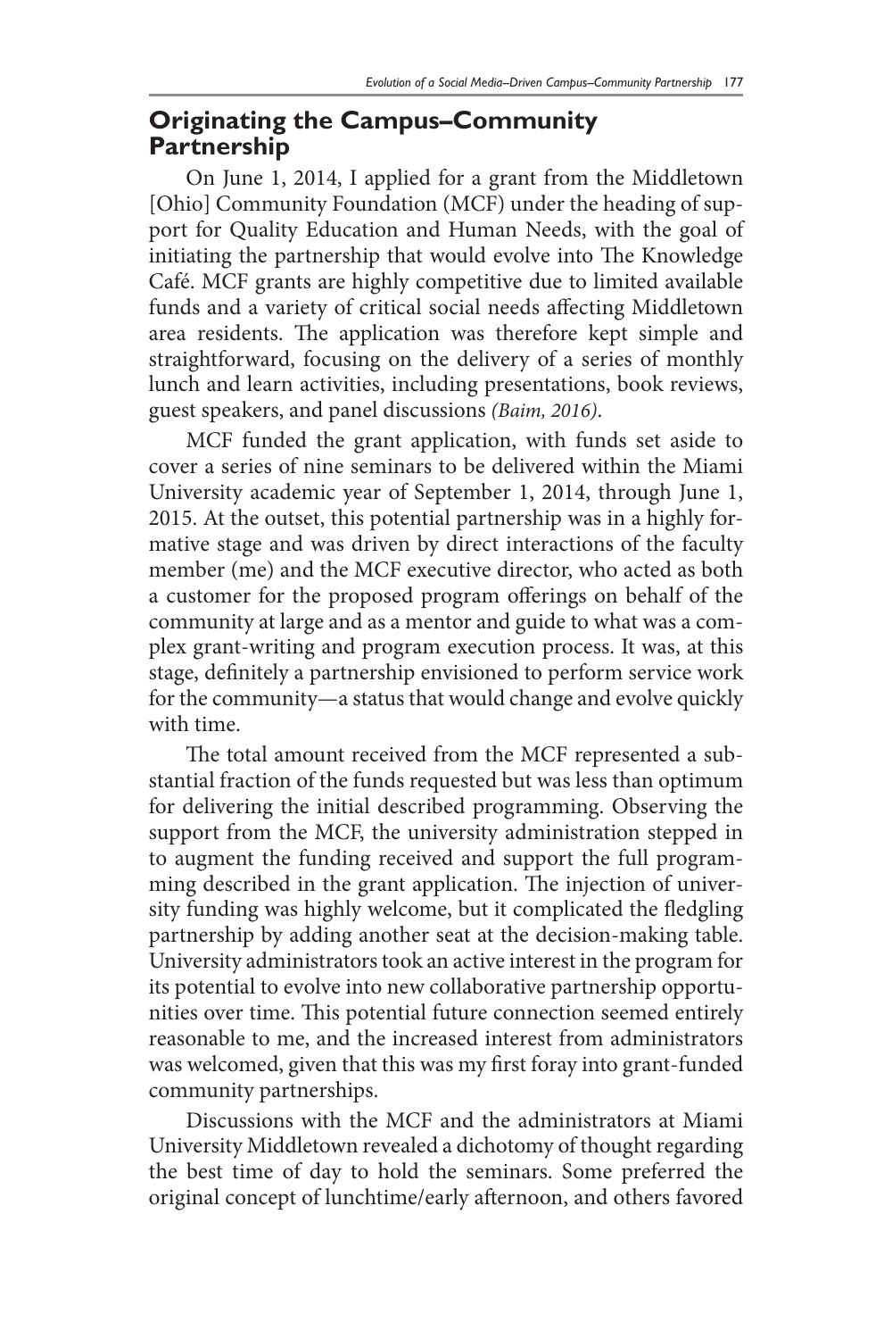## Originating the Campus–Community Partnership

On June 1, 2014, I applied for a grant from the Middletown [Ohio] Community Foundation (MCF) under the heading of support for Quality Education and Human Needs, with the goal of initiating the partnership that would evolve into The Knowledge Café. MCF grants are highly competitive due to limited available funds and a variety of critical social needs affecting Middletown area residents. The application was therefore kept simple and straightforward, focusing on the delivery of a series of monthly lunch and learn activities, including presentations, book reviews, guest speakers, and panel discussions *(Baim, 2016)*.

MCF funded the grant application, with funds set aside to cover a series of nine seminars to be delivered within the Miami University academic year of September 1, 2014, through June 1, 2015. At the outset, this potential partnership was in a highly formative stage and was driven by direct interactions of the faculty member (me) and the MCF executive director, who acted as both a customer for the proposed program offerings on behalf of the community at large and as a mentor and guide to what was a complex grant-writing and program execution process. It was, at this stage, definitely a partnership envisioned to perform service work for the community—a status that would change and evolve quickly with time.

The total amount received from the MCF represented a substantial fraction of the funds requested but was less than optimum for delivering the initial described programming. Observing the support from the MCF, the university administration stepped in to augment the funding received and support the full programming described in the grant application. The injection of university funding was highly welcome, but it complicated the fledgling partnership by adding another seat at the decision-making table. University administrators took an active interest in the program for its potential to evolve into new collaborative partnership opportunities over time. This potential future connection seemed entirely reasonable to me, and the increased interest from administrators was welcomed, given that this was my first foray into grant-funded community partnerships.

Discussions with the MCF and the administrators at Miami University Middletown revealed a dichotomy of thought regarding the best time of day to hold the seminars. Some preferred the original concept of lunchtime/early afternoon, and others favored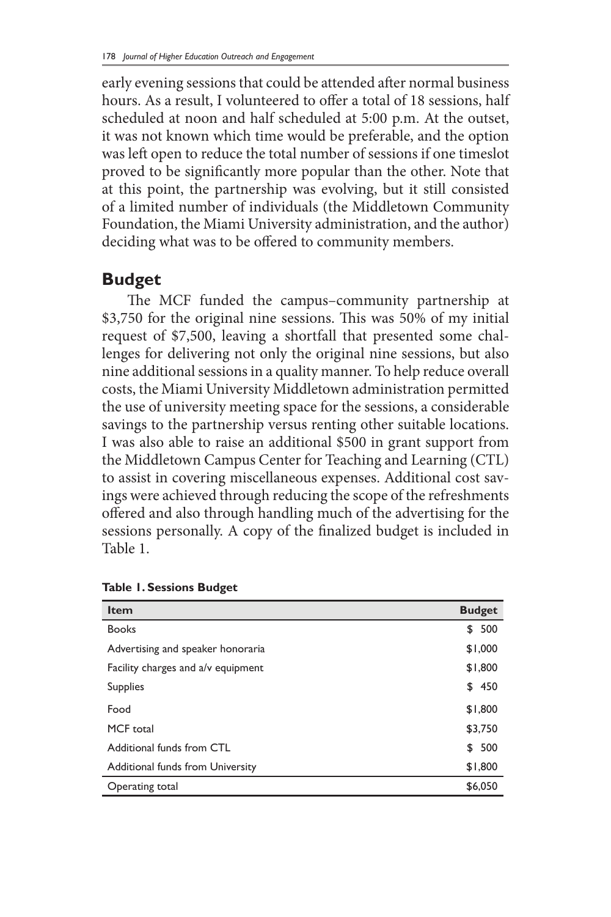early evening sessions that could be attended after normal business hours. As a result, I volunteered to offer a total of 18 sessions, half scheduled at noon and half scheduled at 5:00 p.m. At the outset, it was not known which time would be preferable, and the option was left open to reduce the total number of sessions if one timeslot proved to be significantly more popular than the other. Note that at this point, the partnership was evolving, but it still consisted of a limited number of individuals (the Middletown Community Foundation, the Miami University administration, and the author) deciding what was to be offered to community members.

## Budget

The MCF funded the campus–community partnership at $3,750 for the original nine sessions. This was 50% of my initial request of $7,500, leaving a shortfall that presented some challenges for delivering not only the original nine sessions, but also nine additional sessions in a quality manner. To help reduce overall costs, the Miami University Middletown administration permitted the use of university meeting space for the sessions, a considerable savings to the partnership versus renting other suitable locations. I was also able to raise an additional $500 in grant support from the Middletown Campus Center for Teaching and Learning (CTL) to assist in covering miscellaneous expenses. Additional cost savings were achieved through reducing the scope of the refreshments offered and also through handling much of the advertising for the sessions personally. A copy of the finalized budget is included in Table 1.

**Table 1. Sessions Budget**

| Item | Budget |
|---|---|
| Books | $ 500 |
| Advertising and speaker honoraria | $1,000 |
| Facility charges and a/v equipment | $1,800 |
| Supplies | $ 450 |
| Food | $1,800 |
| MCF total | $3,750 |
| Additional funds from CTL | $ 500 |
| Additional funds from University | $1,800 |
| Operating total | $6,050 |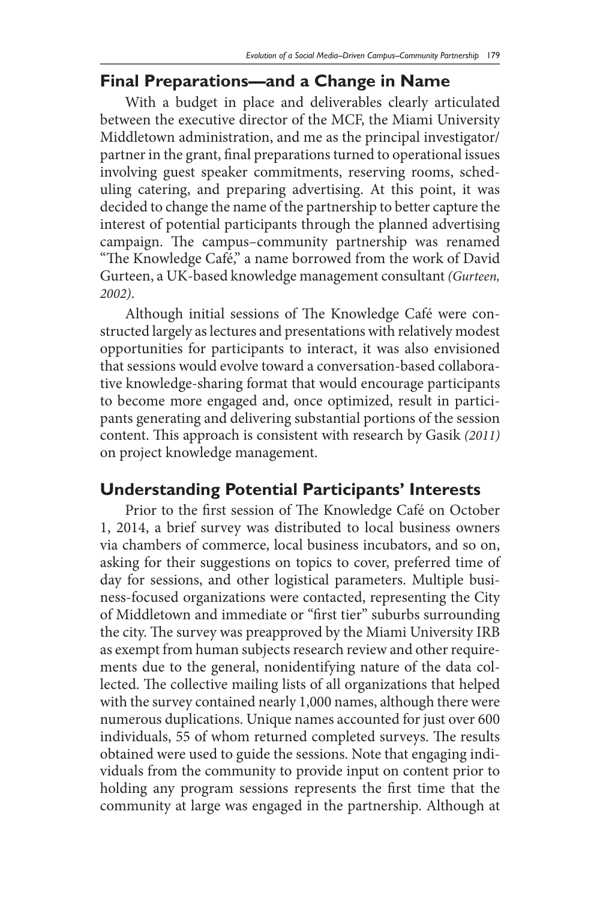## Final Preparations—and a Change in Name

With a budget in place and deliverables clearly articulated between the executive director of the MCF, the Miami University Middletown administration, and me as the principal investigator/partner in the grant, final preparations turned to operational issues involving guest speaker commitments, reserving rooms, scheduling catering, and preparing advertising. At this point, it was decided to change the name of the partnership to better capture the interest of potential participants through the planned advertising campaign. The campus–community partnership was renamed "The Knowledge Café," a name borrowed from the work of David Gurteen, a UK-based knowledge management consultant *(Gurteen, 2002)*.

Although initial sessions of The Knowledge Café were constructed largely as lectures and presentations with relatively modest opportunities for participants to interact, it was also envisioned that sessions would evolve toward a conversation-based collaborative knowledge-sharing format that would encourage participants to become more engaged and, once optimized, result in participants generating and delivering substantial portions of the session content. This approach is consistent with research by Gasik *(2011)* on project knowledge management.

## Understanding Potential Participants' Interests

Prior to the first session of The Knowledge Café on October 1, 2014, a brief survey was distributed to local business owners via chambers of commerce, local business incubators, and so on, asking for their suggestions on topics to cover, preferred time of day for sessions, and other logistical parameters. Multiple business-focused organizations were contacted, representing the City of Middletown and immediate or "first tier" suburbs surrounding the city. The survey was preapproved by the Miami University IRB as exempt from human subjects research review and other requirements due to the general, nonidentifying nature of the data collected. The collective mailing lists of all organizations that helped with the survey contained nearly 1,000 names, although there were numerous duplications. Unique names accounted for just over 600 individuals, 55 of whom returned completed surveys. The results obtained were used to guide the sessions. Note that engaging individuals from the community to provide input on content prior to holding any program sessions represents the first time that the community at large was engaged in the partnership. Although at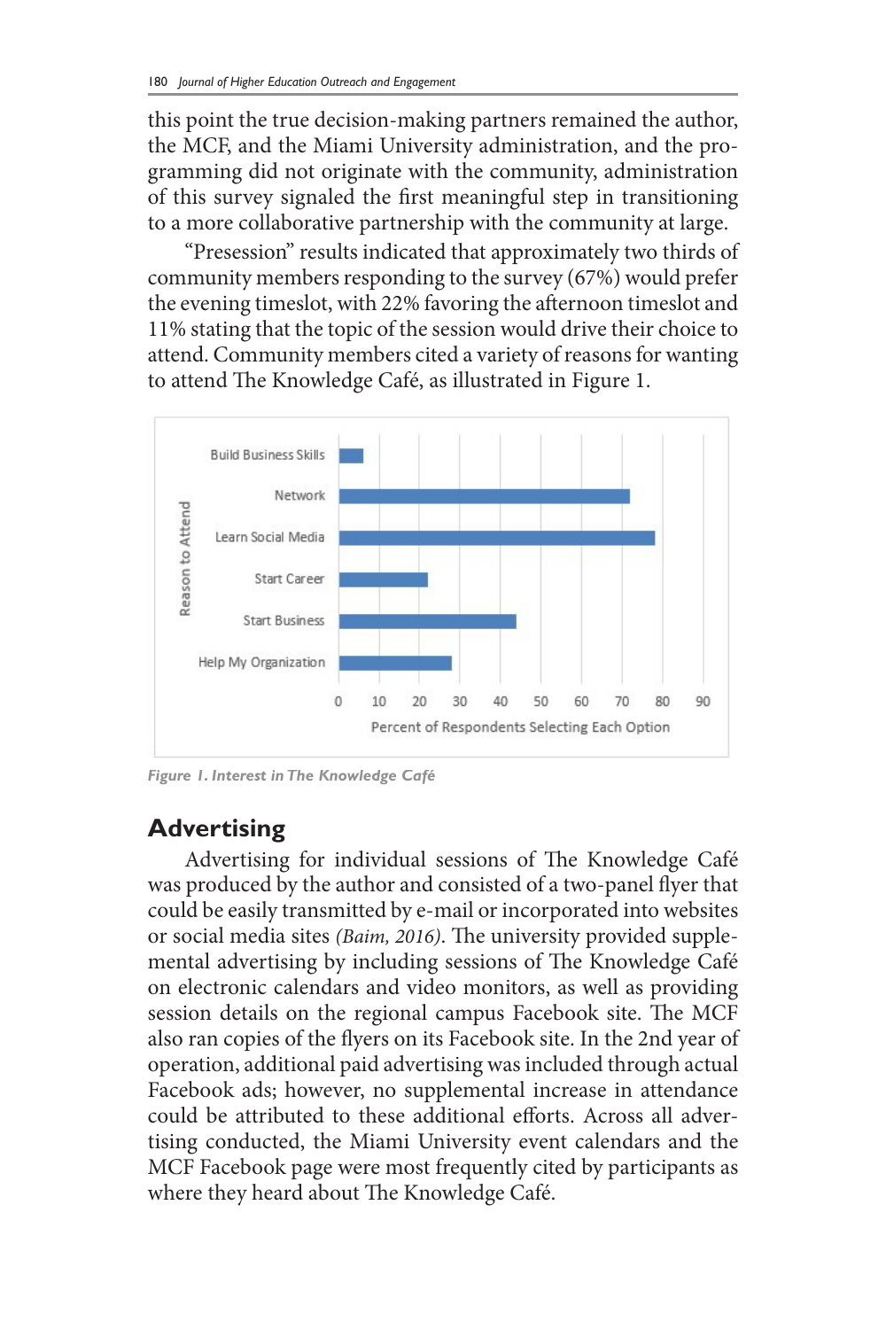this point the true decision-making partners remained the author, the MCF, and the Miami University administration, and the programming did not originate with the community, administration of this survey signaled the first meaningful step in transitioning to a more collaborative partnership with the community at large.

"Presession" results indicated that approximately two thirds of community members responding to the survey (67%) would prefer the evening timeslot, with 22% favoring the afternoon timeslot and 11% stating that the topic of the session would drive their choice to attend. Community members cited a variety of reasons for wanting to attend The Knowledge Café, as illustrated in Figure 1.

*Figure 1. Interest in The Knowledge Café*

## Advertising

Advertising for individual sessions of The Knowledge Café was produced by the author and consisted of a two-panel flyer that could be easily transmitted by e-mail or incorporated into websites or social media sites *(Baim, 2016)*. The university provided supplemental advertising by including sessions of The Knowledge Café on electronic calendars and video monitors, as well as providing session details on the regional campus Facebook site. The MCF also ran copies of the flyers on its Facebook site. In the 2nd year of operation, additional paid advertising was included through actual Facebook ads; however, no supplemental increase in attendance could be attributed to these additional efforts. Across all advertising conducted, the Miami University event calendars and the MCF Facebook page were most frequently cited by participants as where they heard about The Knowledge Café.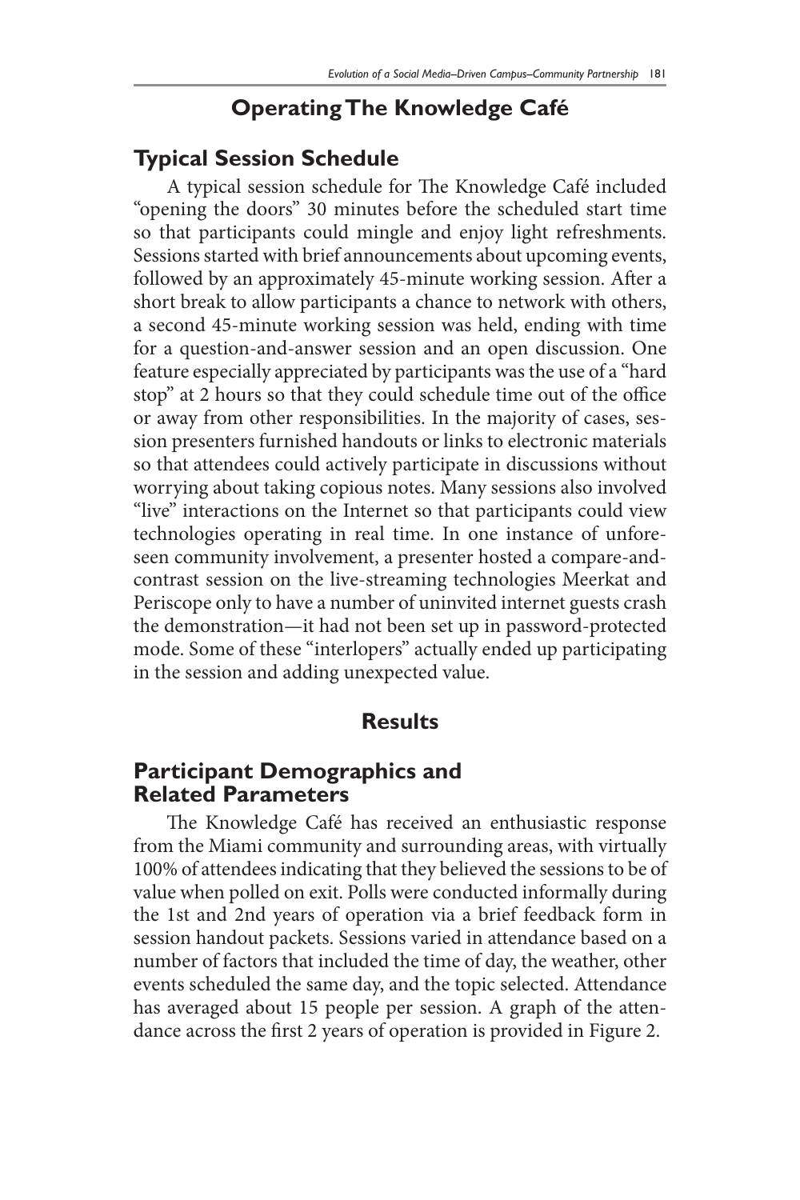## Operating The Knowledge Café

### Typical Session Schedule

A typical session schedule for The Knowledge Café included "opening the doors" 30 minutes before the scheduled start time so that participants could mingle and enjoy light refreshments. Sessions started with brief announcements about upcoming events, followed by an approximately 45-minute working session. After a short break to allow participants a chance to network with others, a second 45-minute working session was held, ending with time for a question-and-answer session and an open discussion. One feature especially appreciated by participants was the use of a "hard stop" at 2 hours so that they could schedule time out of the office or away from other responsibilities. In the majority of cases, session presenters furnished handouts or links to electronic materials so that attendees could actively participate in discussions without worrying about taking copious notes. Many sessions also involved "live" interactions on the Internet so that participants could view technologies operating in real time. In one instance of unforeseen community involvement, a presenter hosted a compare-and-contrast session on the live-streaming technologies Meerkat and Periscope only to have a number of uninvited internet guests crash the demonstration—it had not been set up in password-protected mode. Some of these "interlopers" actually ended up participating in the session and adding unexpected value.

## Results

### Participant Demographics and Related Parameters

The Knowledge Café has received an enthusiastic response from the Miami community and surrounding areas, with virtually 100% of attendees indicating that they believed the sessions to be of value when polled on exit. Polls were conducted informally during the 1st and 2nd years of operation via a brief feedback form in session handout packets. Sessions varied in attendance based on a number of factors that included the time of day, the weather, other events scheduled the same day, and the topic selected. Attendance has averaged about 15 people per session. A graph of the attendance across the first 2 years of operation is provided in Figure 2.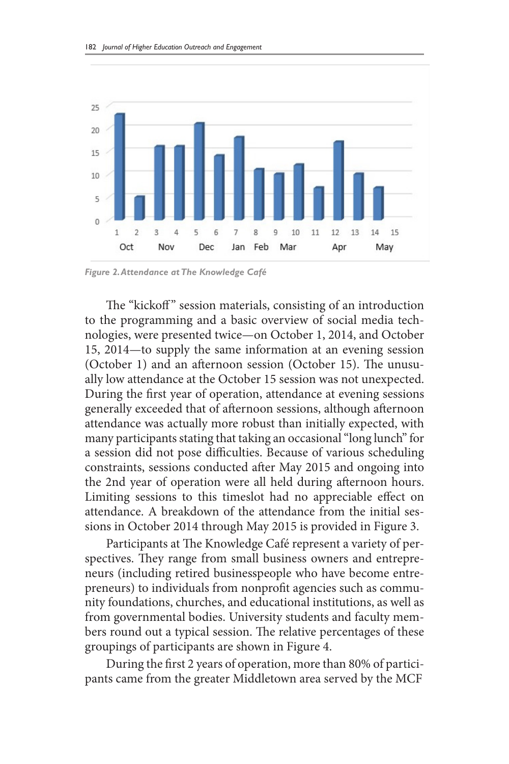*Figure 2. Attendance at The Knowledge Café*

The "kickoff" session materials, consisting of an introduction to the programming and a basic overview of social media technologies, were presented twice—on October 1, 2014, and October 15, 2014—to supply the same information at an evening session (October 1) and an afternoon session (October 15). The unusually low attendance at the October 15 session was not unexpected. During the first year of operation, attendance at evening sessions generally exceeded that of afternoon sessions, although afternoon attendance was actually more robust than initially expected, with many participants stating that taking an occasional "long lunch" for a session did not pose difficulties. Because of various scheduling constraints, sessions conducted after May 2015 and ongoing into the 2nd year of operation were all held during afternoon hours. Limiting sessions to this timeslot had no appreciable effect on attendance. A breakdown of the attendance from the initial sessions in October 2014 through May 2015 is provided in Figure 3.

Participants at The Knowledge Café represent a variety of perspectives. They range from small business owners and entrepreneurs (including retired businesspeople who have become entrepreneurs) to individuals from nonprofit agencies such as community foundations, churches, and educational institutions, as well as from governmental bodies. University students and faculty members round out a typical session. The relative percentages of these groupings of participants are shown in Figure 4.

During the first 2 years of operation, more than 80% of participants came from the greater Middletown area served by the MCF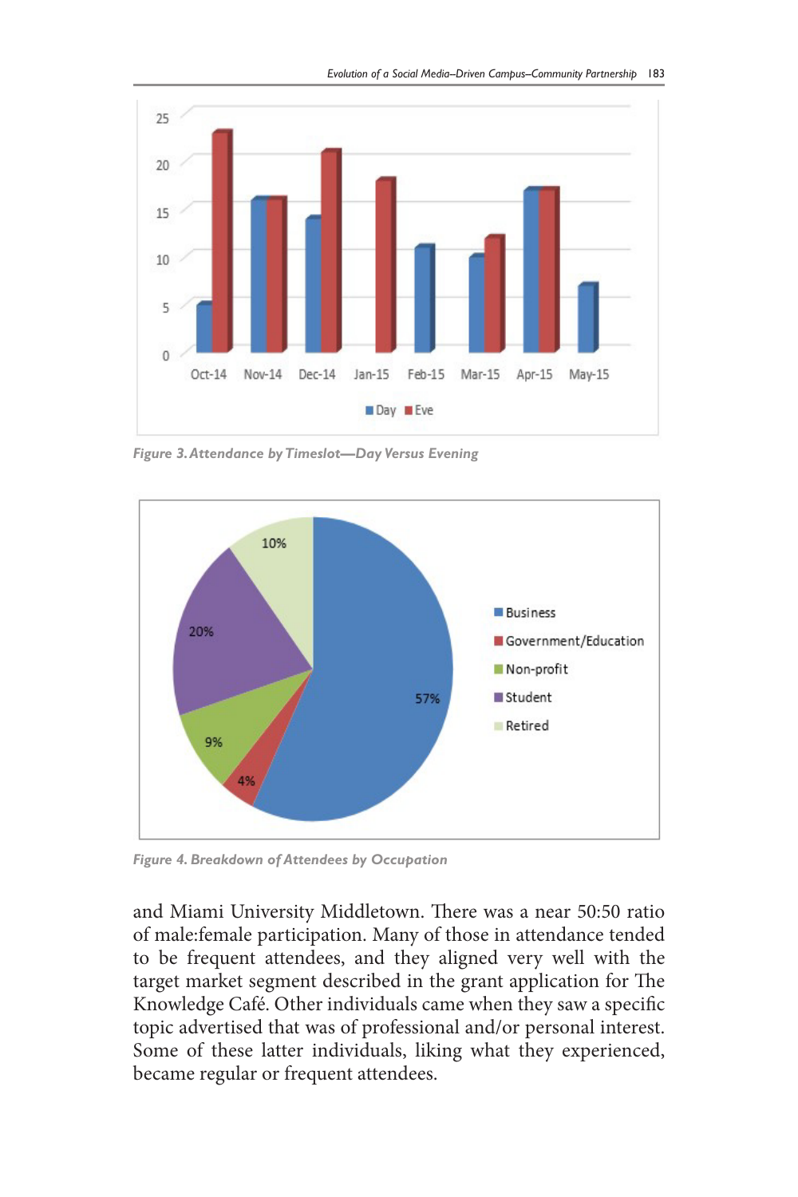*Figure 3. Attendance by Timeslot—Day Versus Evening*

*Figure 4. Breakdown of Attendees by Occupation*

and Miami University Middletown. There was a near 50:50 ratio of male:female participation. Many of those in attendance tended to be frequent attendees, and they aligned very well with the target market segment described in the grant application for The Knowledge Café. Other individuals came when they saw a specific topic advertised that was of professional and/or personal interest. Some of these latter individuals, liking what they experienced, became regular or frequent attendees.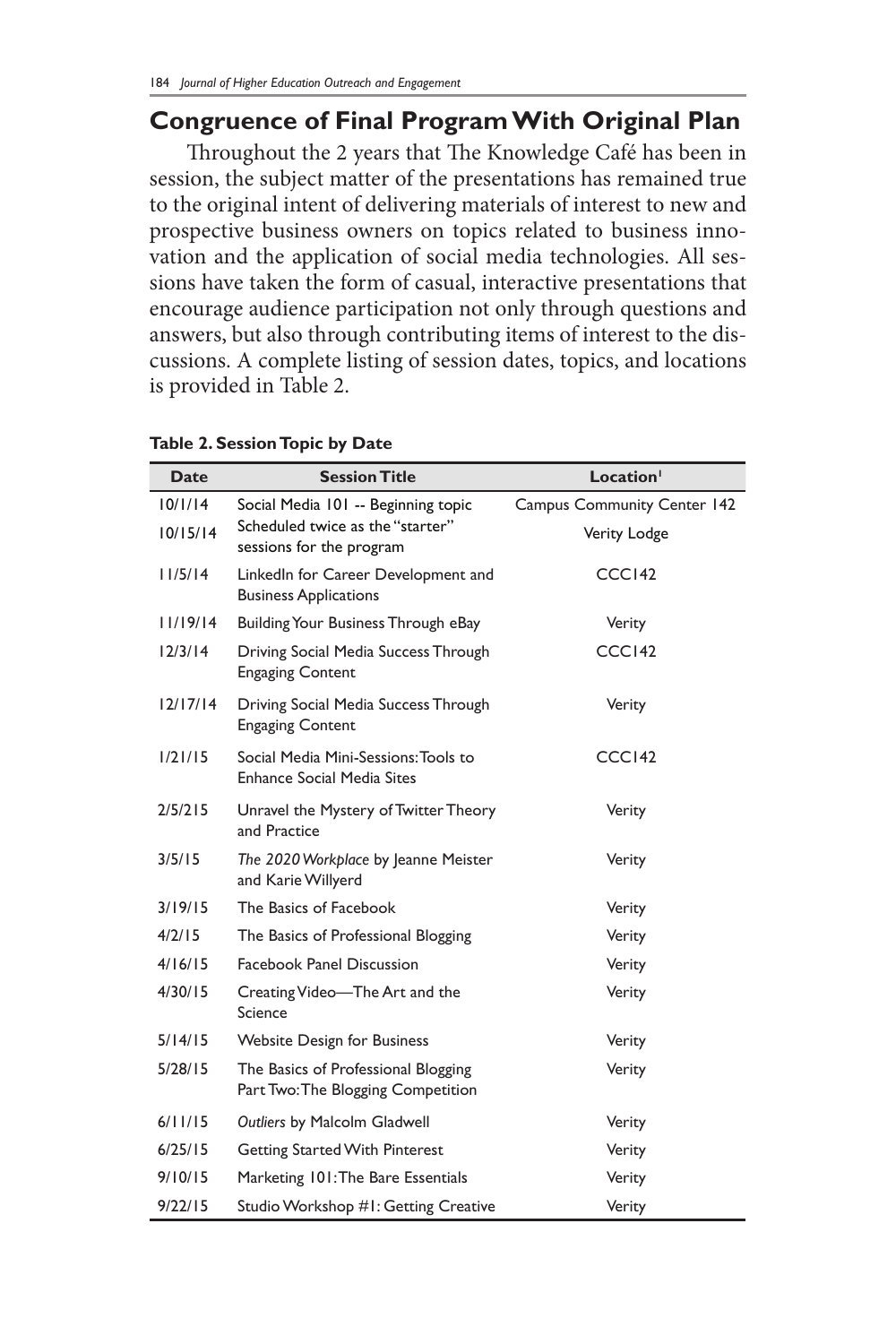## Congruence of Final Program With Original Plan

Throughout the 2 years that The Knowledge Café has been in session, the subject matter of the presentations has remained true to the original intent of delivering materials of interest to new and prospective business owners on topics related to business innovation and the application of social media technologies. All sessions have taken the form of casual, interactive presentations that encourage audience participation not only through questions and answers, but also through contributing items of interest to the discussions. A complete listing of session dates, topics, and locations is provided in Table 2.

**Table 2. Session Topic by Date**

| Date | Session Title | Location[1] |
|---|---|---|
| 10/1/14 | Social Media 101 -- Beginning topic | Campus Community Center 142 |
| 10/15/14 | Scheduled twice as the "starter" sessions for the program | Verity Lodge |
| 11/5/14 | LinkedIn for Career Development and Business Applications | CCC142 |
| 11/19/14 | Building Your Business Through eBay | Verity |
| 12/3/14 | Driving Social Media Success Through Engaging Content | CCC142 |
| 12/17/14 | Driving Social Media Success Through Engaging Content | Verity |
| 1/21/15 | Social Media Mini-Sessions: Tools to Enhance Social Media Sites | CCC142 |
| 2/5/215 | Unravel the Mystery of Twitter Theory and Practice | Verity |
| 3/5/15 | *The 2020 Workplace* by Jeanne Meister and Karie Willyerd | Verity |
| 3/19/15 | The Basics of Facebook | Verity |
| 4/2/15 | The Basics of Professional Blogging | Verity |
| 4/16/15 | Facebook Panel Discussion | Verity |
| 4/30/15 | Creating Video—The Art and the Science | Verity |
| 5/14/15 | Website Design for Business | Verity |
| 5/28/15 | The Basics of Professional Blogging Part Two: The Blogging Competition | Verity |
| 6/11/15 | *Outliers* by Malcolm Gladwell | Verity |
| 6/25/15 | Getting Started With Pinterest | Verity |
| 9/10/15 | Marketing 101: The Bare Essentials | Verity |
| 9/22/15 | Studio Workshop #1: Getting Creative | Verity |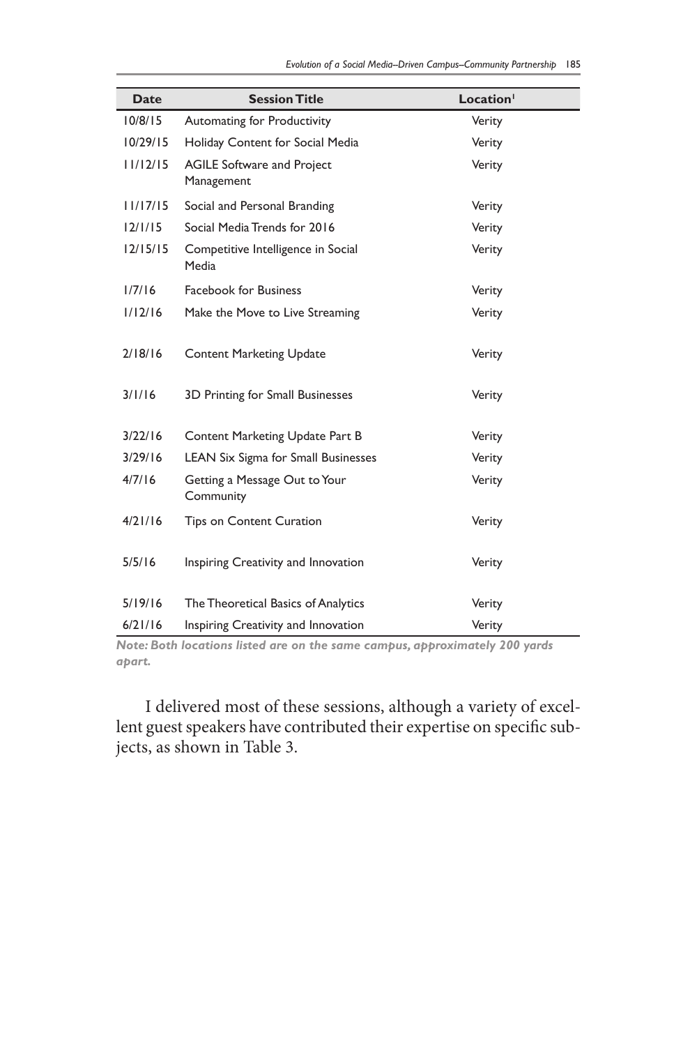| Date | Session Title | Location[1] |
| --- | --- | --- |
| 10/8/15 | Automating for Productivity | Verity |
| 10/29/15 | Holiday Content for Social Media | Verity |
| 11/12/15 | AGILE Software and Project Management | Verity |
| 11/17/15 | Social and Personal Branding | Verity |
| 12/1/15 | Social Media Trends for 2016 | Verity |
| 12/15/15 | Competitive Intelligence in Social Media | Verity |
| 1/7/16 | Facebook for Business | Verity |
| 1/12/16 | Make the Move to Live Streaming | Verity |
| 2/18/16 | Content Marketing Update | Verity |
| 3/1/16 | 3D Printing for Small Businesses | Verity |
| 3/22/16 | Content Marketing Update Part B | Verity |
| 3/29/16 | LEAN Six Sigma for Small Businesses | Verity |
| 4/7/16 | Getting a Message Out to Your Community | Verity |
| 4/21/16 | Tips on Content Curation | Verity |
| 5/5/16 | Inspiring Creativity and Innovation | Verity |
| 5/19/16 | The Theoretical Basics of Analytics | Verity |
| 6/21/16 | Inspiring Creativity and Innovation | Verity |

***Note:* Both locations listed are on the same campus, approximately 200 yards apart.**

I delivered most of these sessions, although a variety of excellent guest speakers have contributed their expertise on specific subjects, as shown in Table 3.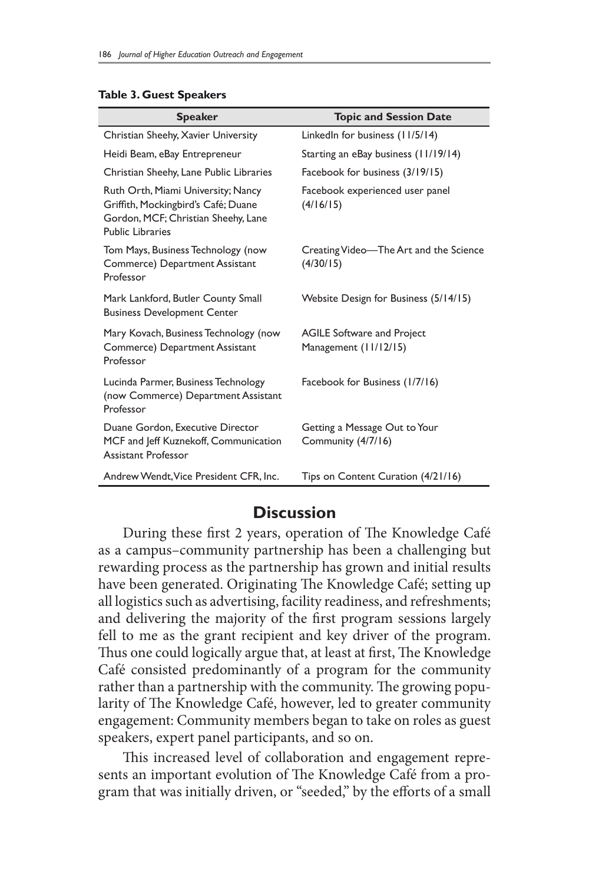**Table 3. Guest Speakers**

| Speaker | Topic and Session Date |
|---|---|
| Christian Sheehy, Xavier University | LinkedIn for business (11/5/14) |
| Heidi Beam, eBay Entrepreneur | Starting an eBay business (11/19/14) |
| Christian Sheehy, Lane Public Libraries | Facebook for business (3/19/15) |
| Ruth Orth, Miami University; Nancy Griffith, Mockingbird's Café; Duane Gordon, MCF; Christian Sheehy, Lane Public Libraries | Facebook experienced user panel (4/16/15) |
| Tom Mays, Business Technology (now Commerce) Department Assistant Professor | Creating Video—The Art and the Science (4/30/15) |
| Mark Lankford, Butler County Small Business Development Center | Website Design for Business (5/14/15) |
| Mary Kovach, Business Technology (now Commerce) Department Assistant Professor | AGILE Software and Project Management (11/12/15) |
| Lucinda Parmer, Business Technology (now Commerce) Department Assistant Professor | Facebook for Business (1/7/16) |
| Duane Gordon, Executive Director MCF and Jeff Kuznekoff, Communication Assistant Professor | Getting a Message Out to Your Community (4/7/16) |
| Andrew Wendt, Vice President CFR, Inc. | Tips on Content Curation (4/21/16) |

## Discussion

During these first 2 years, operation of The Knowledge Café as a campus–community partnership has been a challenging but rewarding process as the partnership has grown and initial results have been generated. Originating The Knowledge Café; setting up all logistics such as advertising, facility readiness, and refreshments; and delivering the majority of the first program sessions largely fell to me as the grant recipient and key driver of the program. Thus one could logically argue that, at least at first, The Knowledge Café consisted predominantly of a program for the community rather than a partnership with the community. The growing popularity of The Knowledge Café, however, led to greater community engagement: Community members began to take on roles as guest speakers, expert panel participants, and so on.

This increased level of collaboration and engagement represents an important evolution of The Knowledge Café from a program that was initially driven, or "seeded," by the efforts of a small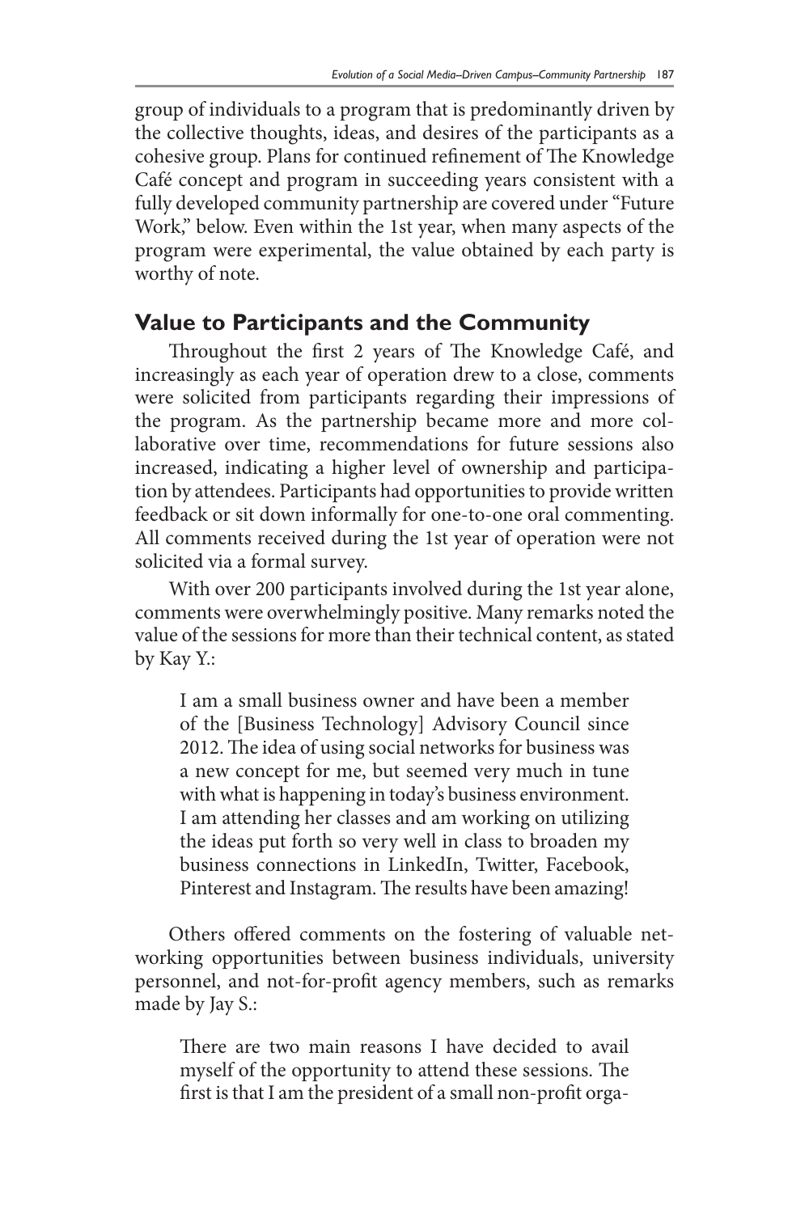group of individuals to a program that is predominantly driven by the collective thoughts, ideas, and desires of the participants as a cohesive group. Plans for continued refinement of The Knowledge Café concept and program in succeeding years consistent with a fully developed community partnership are covered under "Future Work," below. Even within the 1st year, when many aspects of the program were experimental, the value obtained by each party is worthy of note.

## Value to Participants and the Community

Throughout the first 2 years of The Knowledge Café, and increasingly as each year of operation drew to a close, comments were solicited from participants regarding their impressions of the program. As the partnership became more and more collaborative over time, recommendations for future sessions also increased, indicating a higher level of ownership and participation by attendees. Participants had opportunities to provide written feedback or sit down informally for one-to-one oral commenting. All comments received during the 1st year of operation were not solicited via a formal survey.

With over 200 participants involved during the 1st year alone, comments were overwhelmingly positive. Many remarks noted the value of the sessions for more than their technical content, as stated by Kay Y.:

> I am a small business owner and have been a member of the [Business Technology] Advisory Council since 2012. The idea of using social networks for business was a new concept for me, but seemed very much in tune with what is happening in today's business environment. I am attending her classes and am working on utilizing the ideas put forth so very well in class to broaden my business connections in LinkedIn, Twitter, Facebook, Pinterest and Instagram. The results have been amazing!

Others offered comments on the fostering of valuable networking opportunities between business individuals, university personnel, and not-for-profit agency members, such as remarks made by Jay S.:

> There are two main reasons I have decided to avail myself of the opportunity to attend these sessions. The first is that I am the president of a small non-profit orga-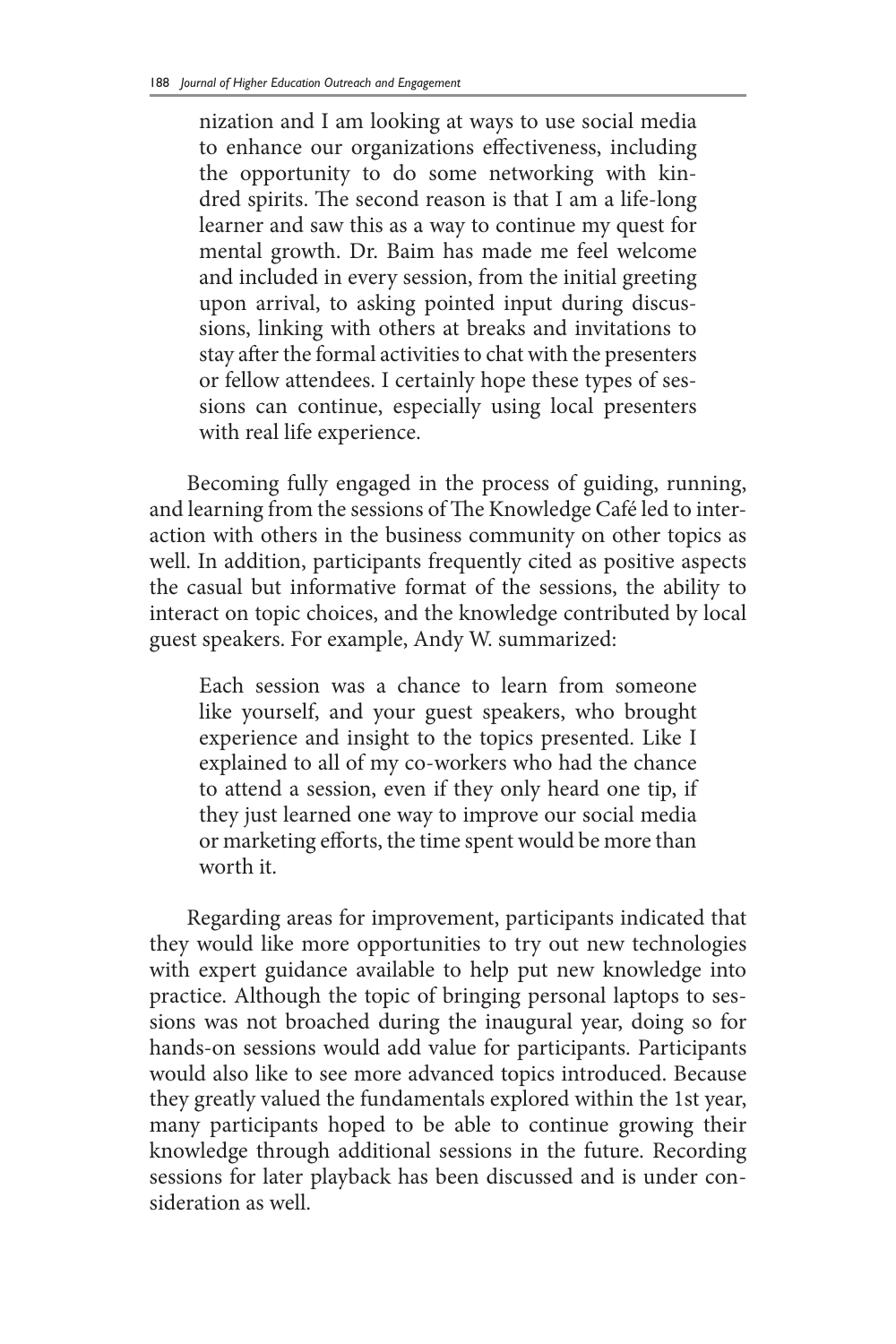> nization and I am looking at ways to use social media to enhance our organizations effectiveness, including the opportunity to do some networking with kindred spirits. The second reason is that I am a life-long learner and saw this as a way to continue my quest for mental growth. Dr. Baim has made me feel welcome and included in every session, from the initial greeting upon arrival, to asking pointed input during discussions, linking with others at breaks and invitations to stay after the formal activities to chat with the presenters or fellow attendees. I certainly hope these types of sessions can continue, especially using local presenters with real life experience.

Becoming fully engaged in the process of guiding, running, and learning from the sessions of The Knowledge Café led to interaction with others in the business community on other topics as well. In addition, participants frequently cited as positive aspects the casual but informative format of the sessions, the ability to interact on topic choices, and the knowledge contributed by local guest speakers. For example, Andy W. summarized:

> Each session was a chance to learn from someone like yourself, and your guest speakers, who brought experience and insight to the topics presented. Like I explained to all of my co-workers who had the chance to attend a session, even if they only heard one tip, if they just learned one way to improve our social media or marketing efforts, the time spent would be more than worth it.

Regarding areas for improvement, participants indicated that they would like more opportunities to try out new technologies with expert guidance available to help put new knowledge into practice. Although the topic of bringing personal laptops to sessions was not broached during the inaugural year, doing so for hands-on sessions would add value for participants. Participants would also like to see more advanced topics introduced. Because they greatly valued the fundamentals explored within the 1st year, many participants hoped to be able to continue growing their knowledge through additional sessions in the future. Recording sessions for later playback has been discussed and is under consideration as well.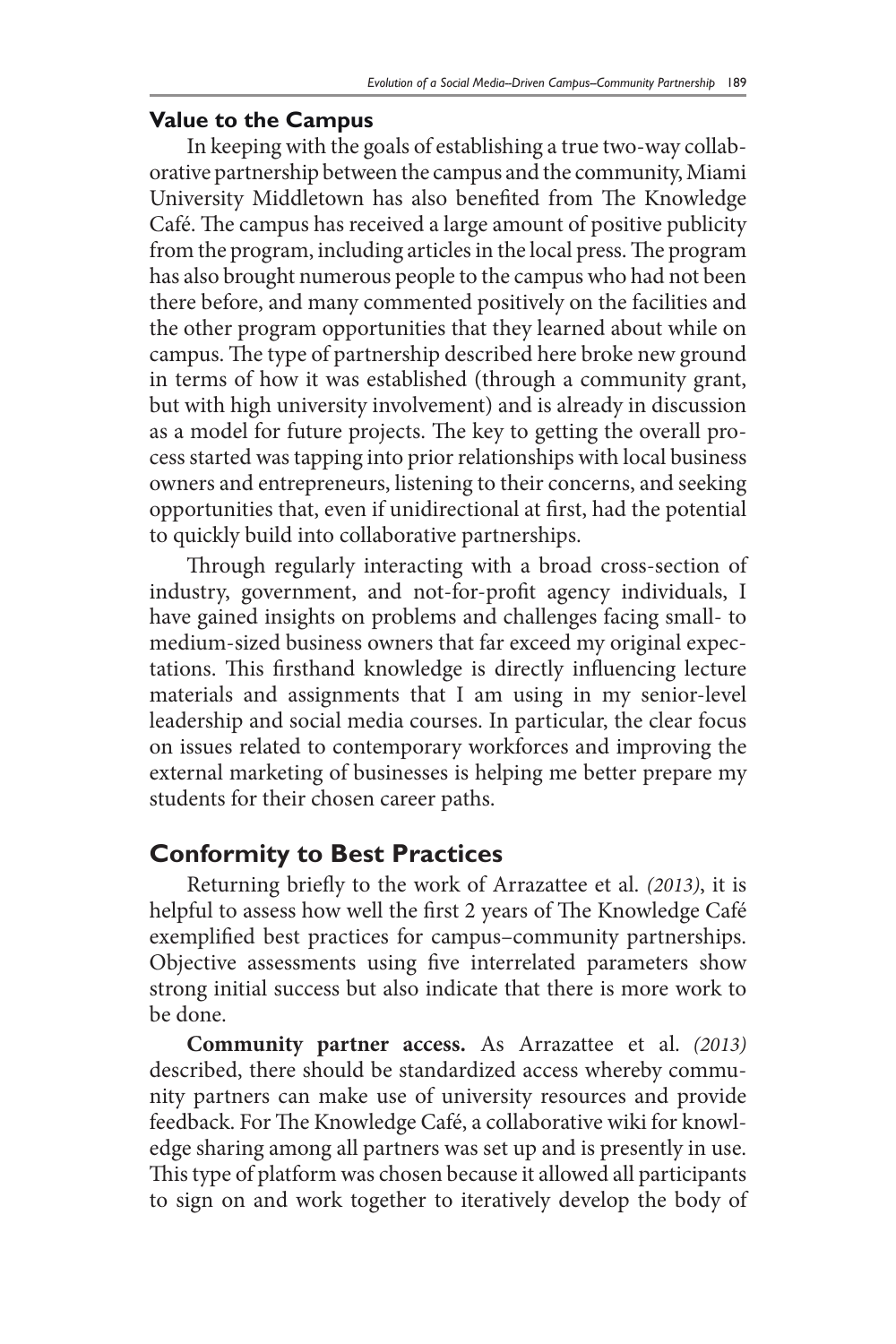### Value to the Campus

In keeping with the goals of establishing a true two-way collaborative partnership between the campus and the community, Miami University Middletown has also benefited from The Knowledge Café. The campus has received a large amount of positive publicity from the program, including articles in the local press. The program has also brought numerous people to the campus who had not been there before, and many commented positively on the facilities and the other program opportunities that they learned about while on campus. The type of partnership described here broke new ground in terms of how it was established (through a community grant, but with high university involvement) and is already in discussion as a model for future projects. The key to getting the overall process started was tapping into prior relationships with local business owners and entrepreneurs, listening to their concerns, and seeking opportunities that, even if unidirectional at first, had the potential to quickly build into collaborative partnerships.

Through regularly interacting with a broad cross-section of industry, government, and not-for-profit agency individuals, I have gained insights on problems and challenges facing small- to medium-sized business owners that far exceed my original expectations. This firsthand knowledge is directly influencing lecture materials and assignments that I am using in my senior-level leadership and social media courses. In particular, the clear focus on issues related to contemporary workforces and improving the external marketing of businesses is helping me better prepare my students for their chosen career paths.

## Conformity to Best Practices

Returning briefly to the work of Arrazattee et al. *(2013)*, it is helpful to assess how well the first 2 years of The Knowledge Café exemplified best practices for campus–community partnerships. Objective assessments using five interrelated parameters show strong initial success but also indicate that there is more work to be done.

**Community partner access.** As Arrazattee et al. *(2013)* described, there should be standardized access whereby community partners can make use of university resources and provide feedback. For The Knowledge Café, a collaborative wiki for knowledge sharing among all partners was set up and is presently in use. This type of platform was chosen because it allowed all participants to sign on and work together to iteratively develop the body of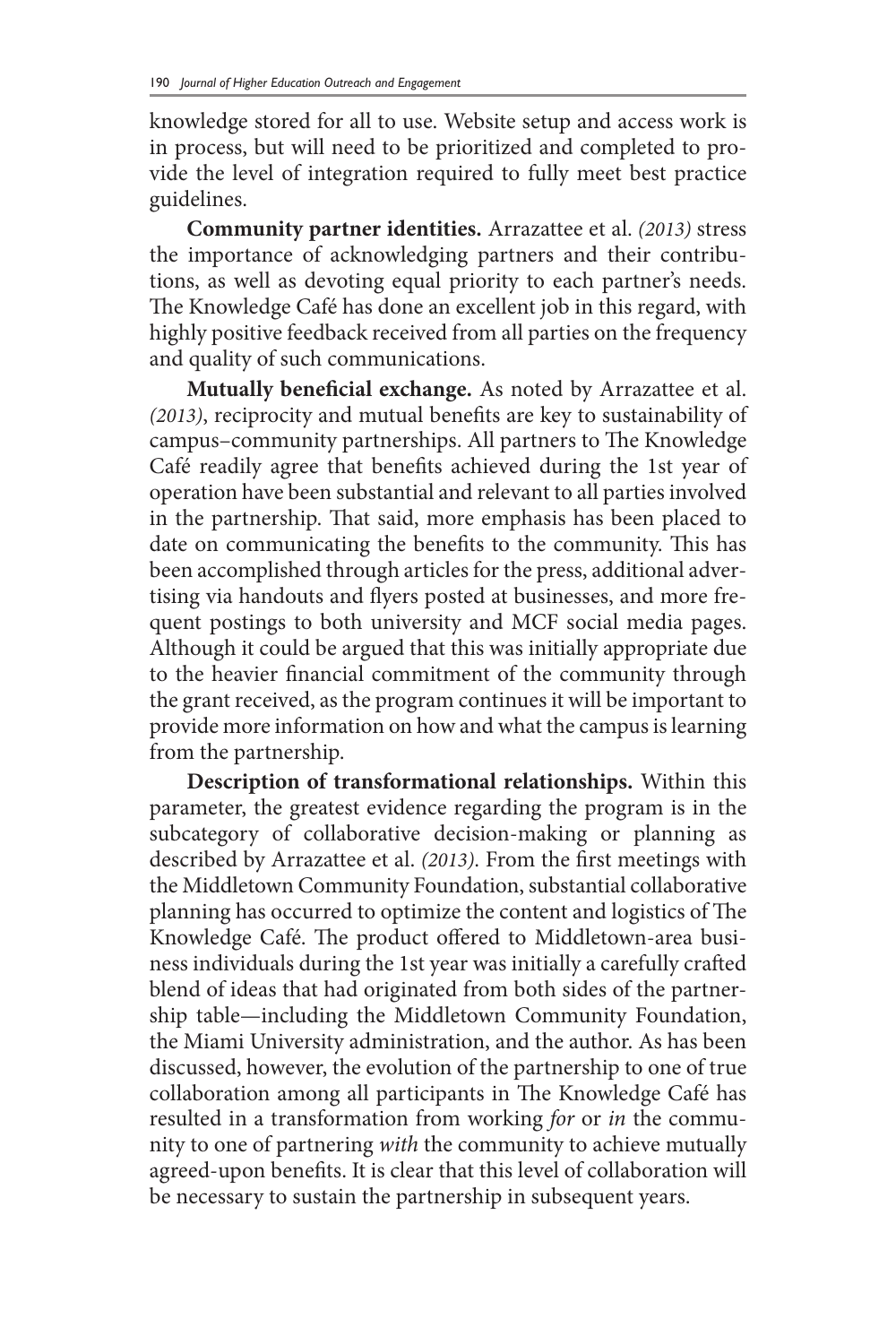knowledge stored for all to use. Website setup and access work is in process, but will need to be prioritized and completed to provide the level of integration required to fully meet best practice guidelines.

**Community partner identities.** Arrazattee et al. *(2013)* stress the importance of acknowledging partners and their contributions, as well as devoting equal priority to each partner's needs. The Knowledge Café has done an excellent job in this regard, with highly positive feedback received from all parties on the frequency and quality of such communications.

**Mutually beneficial exchange.** As noted by Arrazattee et al. *(2013)*, reciprocity and mutual benefits are key to sustainability of campus–community partnerships. All partners to The Knowledge Café readily agree that benefits achieved during the 1st year of operation have been substantial and relevant to all parties involved in the partnership. That said, more emphasis has been placed to date on communicating the benefits to the community. This has been accomplished through articles for the press, additional advertising via handouts and flyers posted at businesses, and more frequent postings to both university and MCF social media pages. Although it could be argued that this was initially appropriate due to the heavier financial commitment of the community through the grant received, as the program continues it will be important to provide more information on how and what the campus is learning from the partnership.

**Description of transformational relationships.** Within this parameter, the greatest evidence regarding the program is in the subcategory of collaborative decision-making or planning as described by Arrazattee et al. *(2013)*. From the first meetings with the Middletown Community Foundation, substantial collaborative planning has occurred to optimize the content and logistics of The Knowledge Café. The product offered to Middletown-area business individuals during the 1st year was initially a carefully crafted blend of ideas that had originated from both sides of the partnership table—including the Middletown Community Foundation, the Miami University administration, and the author. As has been discussed, however, the evolution of the partnership to one of true collaboration among all participants in The Knowledge Café has resulted in a transformation from working *for* or *in* the community to one of partnering *with* the community to achieve mutually agreed-upon benefits. It is clear that this level of collaboration will be necessary to sustain the partnership in subsequent years.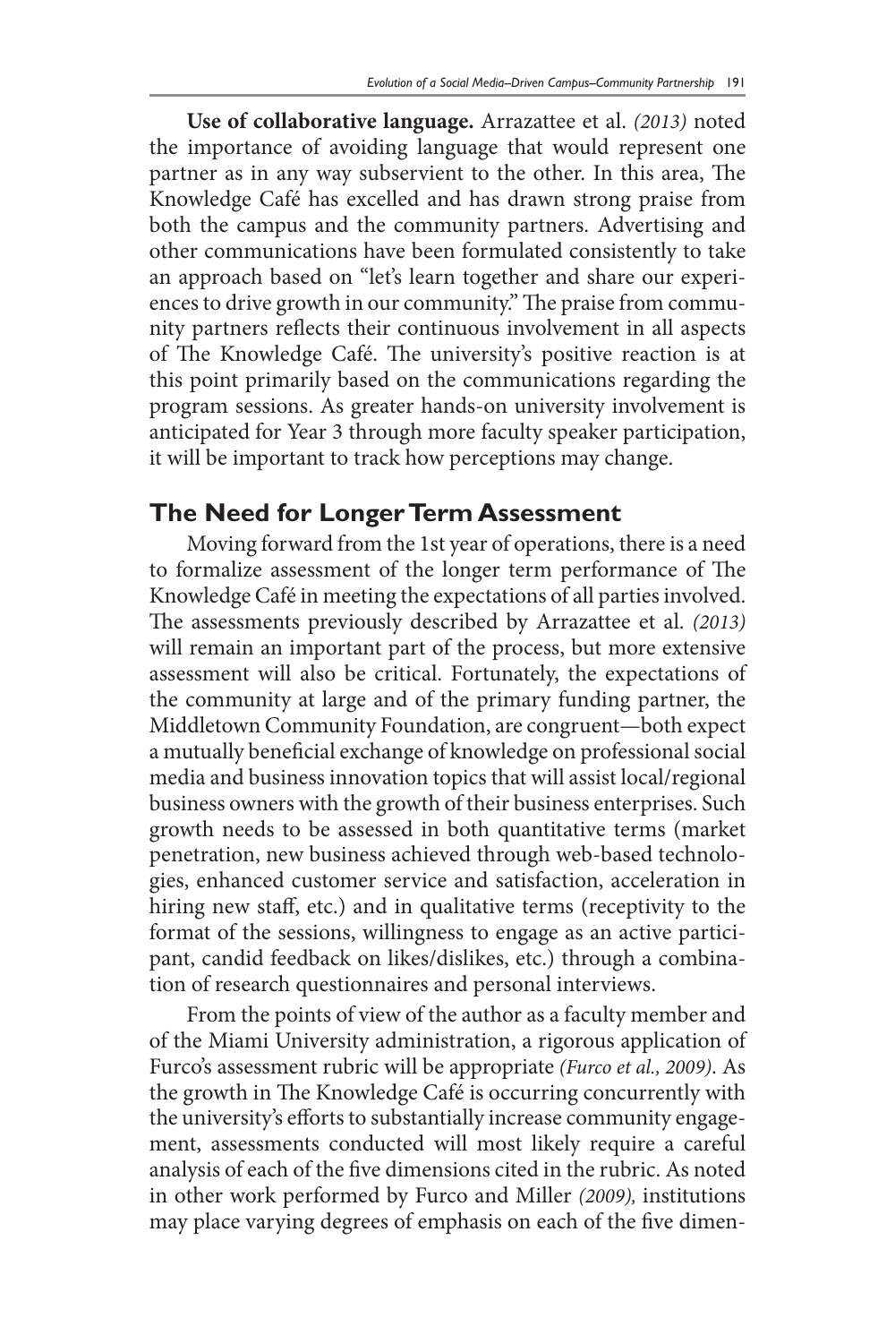**Use of collaborative language.** Arrazattee et al. *(2013)* noted the importance of avoiding language that would represent one partner as in any way subservient to the other. In this area, The Knowledge Café has excelled and has drawn strong praise from both the campus and the community partners. Advertising and other communications have been formulated consistently to take an approach based on "let's learn together and share our experiences to drive growth in our community." The praise from community partners reflects their continuous involvement in all aspects of The Knowledge Café. The university's positive reaction is at this point primarily based on the communications regarding the program sessions. As greater hands-on university involvement is anticipated for Year 3 through more faculty speaker participation, it will be important to track how perceptions may change.

## The Need for Longer Term Assessment

Moving forward from the 1st year of operations, there is a need to formalize assessment of the longer term performance of The Knowledge Café in meeting the expectations of all parties involved. The assessments previously described by Arrazattee et al. *(2013)* will remain an important part of the process, but more extensive assessment will also be critical. Fortunately, the expectations of the community at large and of the primary funding partner, the Middletown Community Foundation, are congruent—both expect a mutually beneficial exchange of knowledge on professional social media and business innovation topics that will assist local/regional business owners with the growth of their business enterprises. Such growth needs to be assessed in both quantitative terms (market penetration, new business achieved through web-based technologies, enhanced customer service and satisfaction, acceleration in hiring new staff, etc.) and in qualitative terms (receptivity to the format of the sessions, willingness to engage as an active participant, candid feedback on likes/dislikes, etc.) through a combination of research questionnaires and personal interviews.

From the points of view of the author as a faculty member and of the Miami University administration, a rigorous application of Furco's assessment rubric will be appropriate *(Furco et al., 2009)*. As the growth in The Knowledge Café is occurring concurrently with the university's efforts to substantially increase community engagement, assessments conducted will most likely require a careful analysis of each of the five dimensions cited in the rubric. As noted in other work performed by Furco and Miller *(2009),* institutions may place varying degrees of emphasis on each of the five dimen-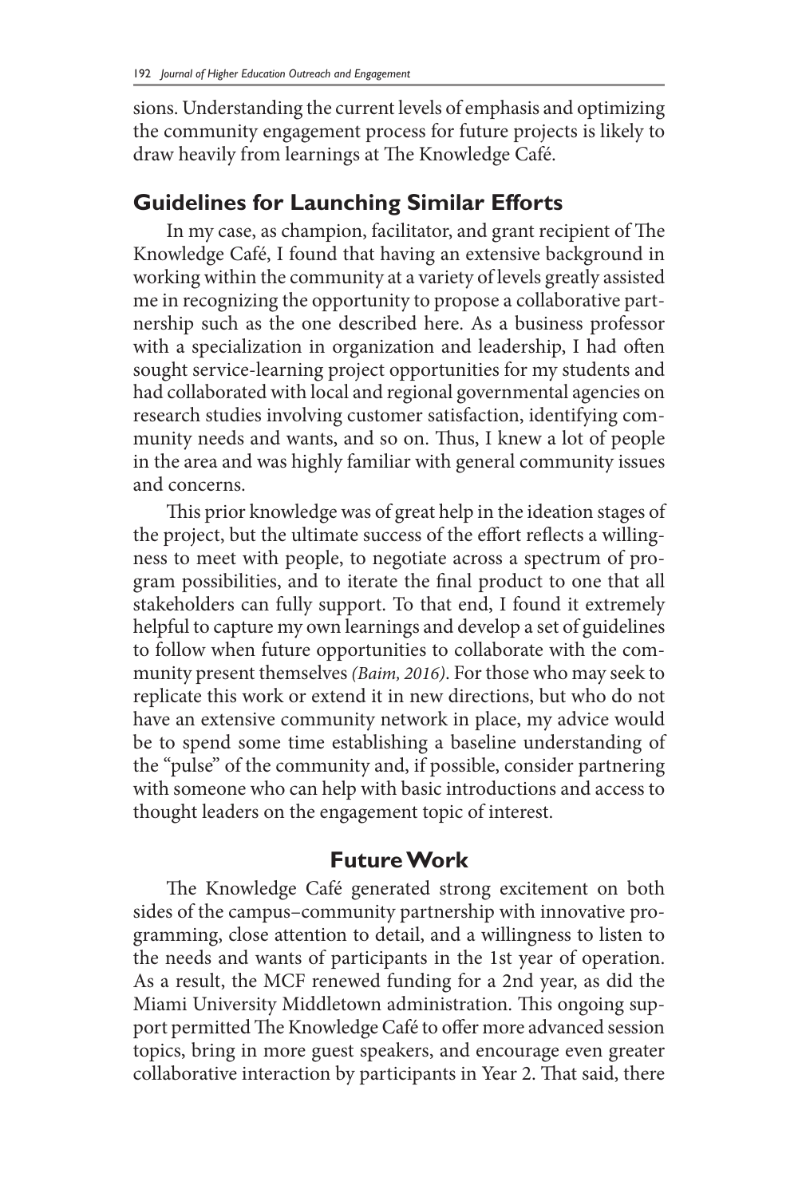sions. Understanding the current levels of emphasis and optimizing the community engagement process for future projects is likely to draw heavily from learnings at The Knowledge Café.

## Guidelines for Launching Similar Efforts

In my case, as champion, facilitator, and grant recipient of The Knowledge Café, I found that having an extensive background in working within the community at a variety of levels greatly assisted me in recognizing the opportunity to propose a collaborative partnership such as the one described here. As a business professor with a specialization in organization and leadership, I had often sought service-learning project opportunities for my students and had collaborated with local and regional governmental agencies on research studies involving customer satisfaction, identifying community needs and wants, and so on. Thus, I knew a lot of people in the area and was highly familiar with general community issues and concerns.

This prior knowledge was of great help in the ideation stages of the project, but the ultimate success of the effort reflects a willingness to meet with people, to negotiate across a spectrum of program possibilities, and to iterate the final product to one that all stakeholders can fully support. To that end, I found it extremely helpful to capture my own learnings and develop a set of guidelines to follow when future opportunities to collaborate with the community present themselves *(Baim, 2016)*. For those who may seek to replicate this work or extend it in new directions, but who do not have an extensive community network in place, my advice would be to spend some time establishing a baseline understanding of the "pulse" of the community and, if possible, consider partnering with someone who can help with basic introductions and access to thought leaders on the engagement topic of interest.

## Future Work

The Knowledge Café generated strong excitement on both sides of the campus–community partnership with innovative programming, close attention to detail, and a willingness to listen to the needs and wants of participants in the 1st year of operation. As a result, the MCF renewed funding for a 2nd year, as did the Miami University Middletown administration. This ongoing support permitted The Knowledge Café to offer more advanced session topics, bring in more guest speakers, and encourage even greater collaborative interaction by participants in Year 2. That said, there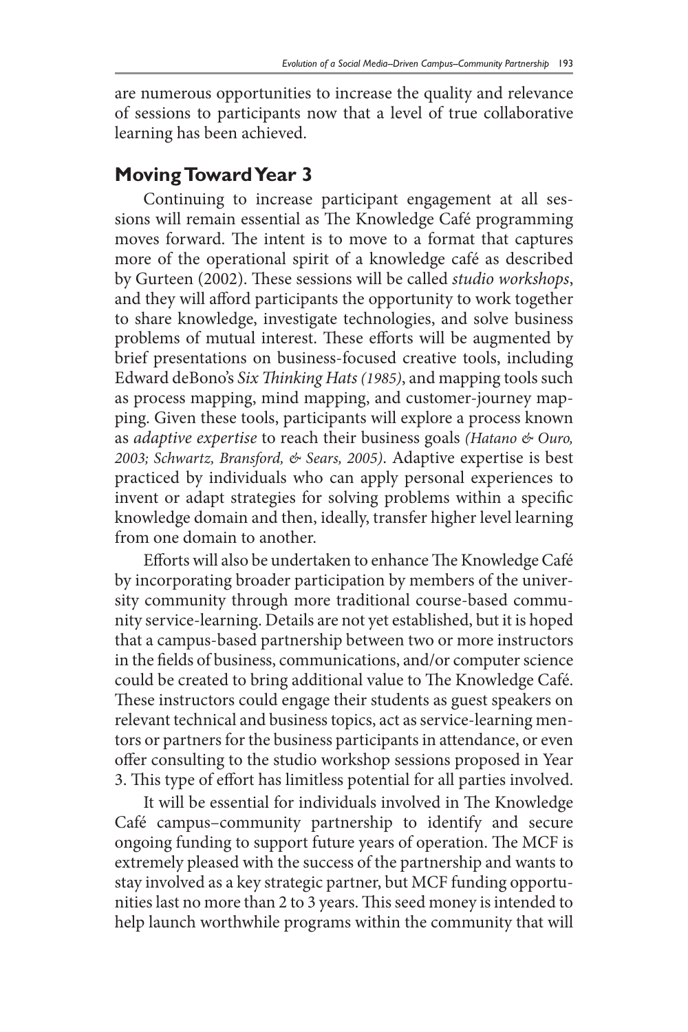are numerous opportunities to increase the quality and relevance of sessions to participants now that a level of true collaborative learning has been achieved.

## Moving Toward Year 3

Continuing to increase participant engagement at all sessions will remain essential as The Knowledge Café programming moves forward. The intent is to move to a format that captures more of the operational spirit of a knowledge café as described by Gurteen (2002). These sessions will be called *studio workshops*, and they will afford participants the opportunity to work together to share knowledge, investigate technologies, and solve business problems of mutual interest. These efforts will be augmented by brief presentations on business-focused creative tools, including Edward deBono's *Six Thinking Hats (1985)*, and mapping tools such as process mapping, mind mapping, and customer-journey mapping. Given these tools, participants will explore a process known as *adaptive expertise* to reach their business goals *(Hatano & Ouro, 2003; Schwartz, Bransford, & Sears, 2005)*. Adaptive expertise is best practiced by individuals who can apply personal experiences to invent or adapt strategies for solving problems within a specific knowledge domain and then, ideally, transfer higher level learning from one domain to another.

Efforts will also be undertaken to enhance The Knowledge Café by incorporating broader participation by members of the university community through more traditional course-based community service-learning. Details are not yet established, but it is hoped that a campus-based partnership between two or more instructors in the fields of business, communications, and/or computer science could be created to bring additional value to The Knowledge Café. These instructors could engage their students as guest speakers on relevant technical and business topics, act as service-learning mentors or partners for the business participants in attendance, or even offer consulting to the studio workshop sessions proposed in Year 3. This type of effort has limitless potential for all parties involved.

It will be essential for individuals involved in The Knowledge Café campus–community partnership to identify and secure ongoing funding to support future years of operation. The MCF is extremely pleased with the success of the partnership and wants to stay involved as a key strategic partner, but MCF funding opportunities last no more than 2 to 3 years. This seed money is intended to help launch worthwhile programs within the community that will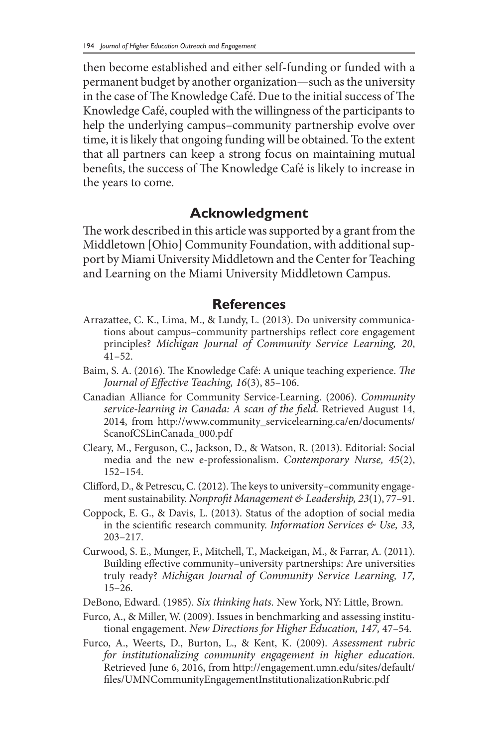then become established and either self-funding or funded with a permanent budget by another organization—such as the university in the case of The Knowledge Café. Due to the initial success of The Knowledge Café, coupled with the willingness of the participants to help the underlying campus–community partnership evolve over time, it is likely that ongoing funding will be obtained. To the extent that all partners can keep a strong focus on maintaining mutual benefits, the success of The Knowledge Café is likely to increase in the years to come.

## Acknowledgment

The work described in this article was supported by a grant from the Middletown [Ohio] Community Foundation, with additional support by Miami University Middletown and the Center for Teaching and Learning on the Miami University Middletown Campus.

## References

Arrazattee, C. K., Lima, M., & Lundy, L. (2013). Do university communications about campus–community partnerships reflect core engagement principles? *Michigan Journal of Community Service Learning, 20*, 41–52.

Baim, S. A. (2016). The Knowledge Café: A unique teaching experience. *The Journal of Effective Teaching, 16*(3), 85–106.

Canadian Alliance for Community Service-Learning. (2006). *Community service-learning in Canada: A scan of the field*. Retrieved August 14, 2014, from http://www.community_servicelearning.ca/en/documents/ScanofCSLinCanada_000.pdf

Cleary, M., Ferguson, C., Jackson, D., & Watson, R. (2013). Editorial: Social media and the new e-professionalism. *Contemporary Nurse, 45*(2), 152–154.

Clifford, D., & Petrescu, C. (2012). The keys to university–community engagement sustainability. *Nonprofit Management & Leadership, 23*(1), 77–91.

Coppock, E. G., & Davis, L. (2013). Status of the adoption of social media in the scientific research community. *Information Services & Use, 33,* 203–217.

Curwood, S. E., Munger, F., Mitchell, T., Mackeigan, M., & Farrar, A. (2011). Building effective community–university partnerships: Are universities truly ready? *Michigan Journal of Community Service Learning, 17,* 15–26.

DeBono, Edward. (1985). *Six thinking hats.* New York, NY: Little, Brown.

Furco, A., & Miller, W. (2009). Issues in benchmarking and assessing institutional engagement. *New Directions for Higher Education, 147,* 47–54.

Furco, A., Weerts, D., Burton, L., & Kent, K. (2009). *Assessment rubric for institutionalizing community engagement in higher education.* Retrieved June 6, 2016, from http://engagement.umn.edu/sites/default/files/UMNCommunityEngagementInstitutionalizationRubric.pdf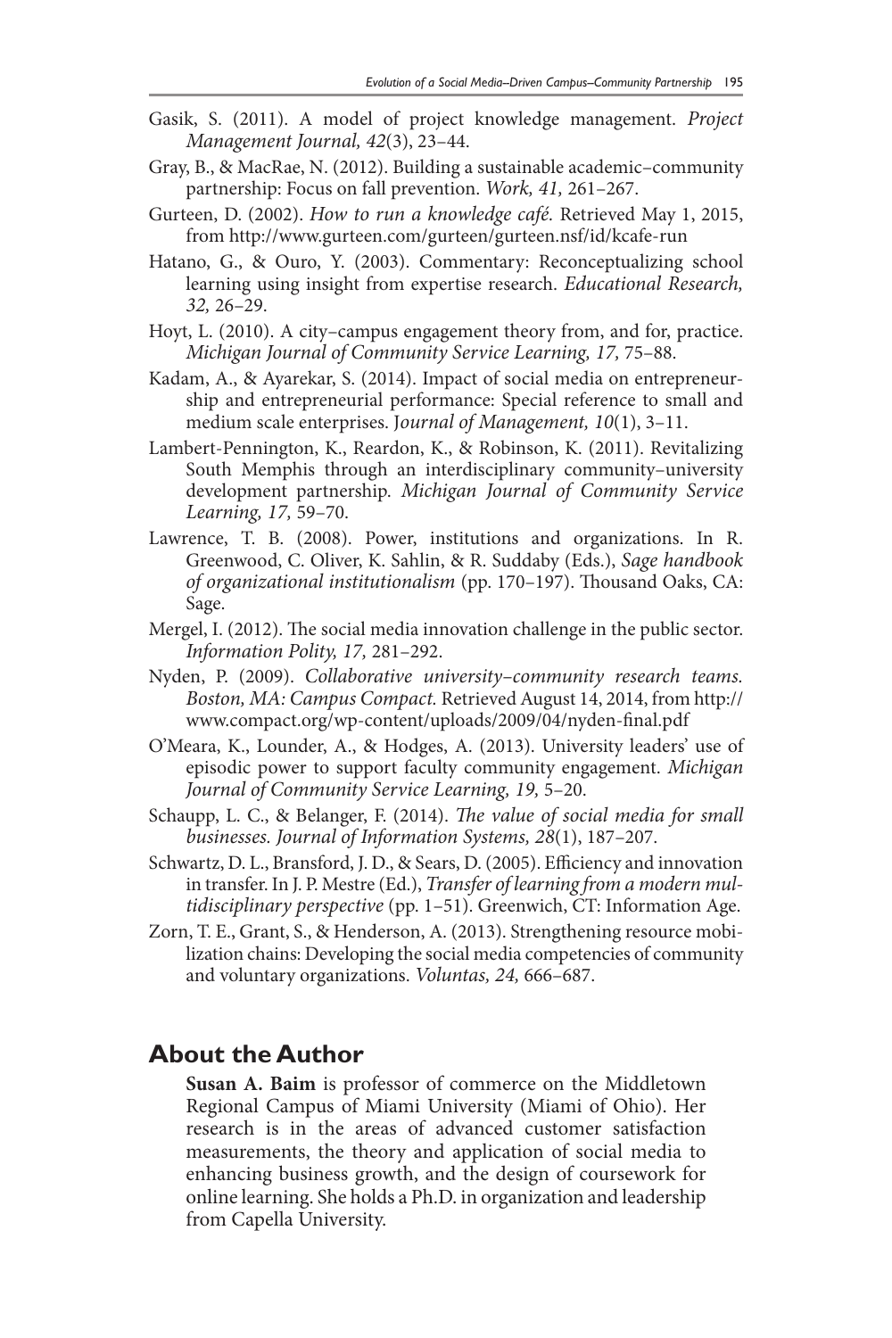Gasik, S. (2011). A model of project knowledge management. *Project Management Journal, 42*(3), 23–44.

Gray, B., & MacRae, N. (2012). Building a sustainable academic–community partnership: Focus on fall prevention. *Work, 41,* 261–267.

Gurteen, D. (2002). *How to run a knowledge café.* Retrieved May 1, 2015, from http://www.gurteen.com/gurteen/gurteen.nsf/id/kcafe-run

Hatano, G., & Ouro, Y. (2003). Commentary: Reconceptualizing school learning using insight from expertise research. *Educational Research, 32,* 26–29.

Hoyt, L. (2010). A city–campus engagement theory from, and for, practice. *Michigan Journal of Community Service Learning, 17,* 75–88.

Kadam, A., & Ayarekar, S. (2014). Impact of social media on entrepreneurship and entrepreneurial performance: Special reference to small and medium scale enterprises. J*ournal of Management, 10*(1), 3–11.

Lambert-Pennington, K., Reardon, K., & Robinson, K. (2011). Revitalizing South Memphis through an interdisciplinary community–university development partnership. *Michigan Journal of Community Service Learning, 17,* 59–70.

Lawrence, T. B. (2008). Power, institutions and organizations. In R. Greenwood, C. Oliver, K. Sahlin, & R. Suddaby (Eds.), *Sage handbook of organizational institutionalism* (pp. 170–197). Thousand Oaks, CA: Sage.

Mergel, I. (2012). The social media innovation challenge in the public sector. *Information Polity, 17,* 281–292.

Nyden, P. (2009). *Collaborative university–community research teams. Boston, MA: Campus Compact.* Retrieved August 14, 2014, from http://www.compact.org/wp-content/uploads/2009/04/nyden-final.pdf

O'Meara, K., Lounder, A., & Hodges, A. (2013). University leaders' use of episodic power to support faculty community engagement. *Michigan Journal of Community Service Learning, 19,* 5–20.

Schaupp, L. C., & Belanger, F. (2014). *The value of social media for small businesses. Journal of Information Systems, 28*(1), 187–207.

Schwartz, D. L., Bransford, J. D., & Sears, D. (2005). Efficiency and innovation in transfer. In J. P. Mestre (Ed.), *Transfer of learning from a modern multidisciplinary perspective* (pp. 1–51). Greenwich, CT: Information Age.

Zorn, T. E., Grant, S., & Henderson, A. (2013). Strengthening resource mobilization chains: Developing the social media competencies of community and voluntary organizations. *Voluntas, 24,* 666–687.

## About the Author

**Susan A. Baim** is professor of commerce on the Middletown Regional Campus of Miami University (Miami of Ohio). Her research is in the areas of advanced customer satisfaction measurements, the theory and application of social media to enhancing business growth, and the design of coursework for online learning. She holds a Ph.D. in organization and leadership from Capella University.